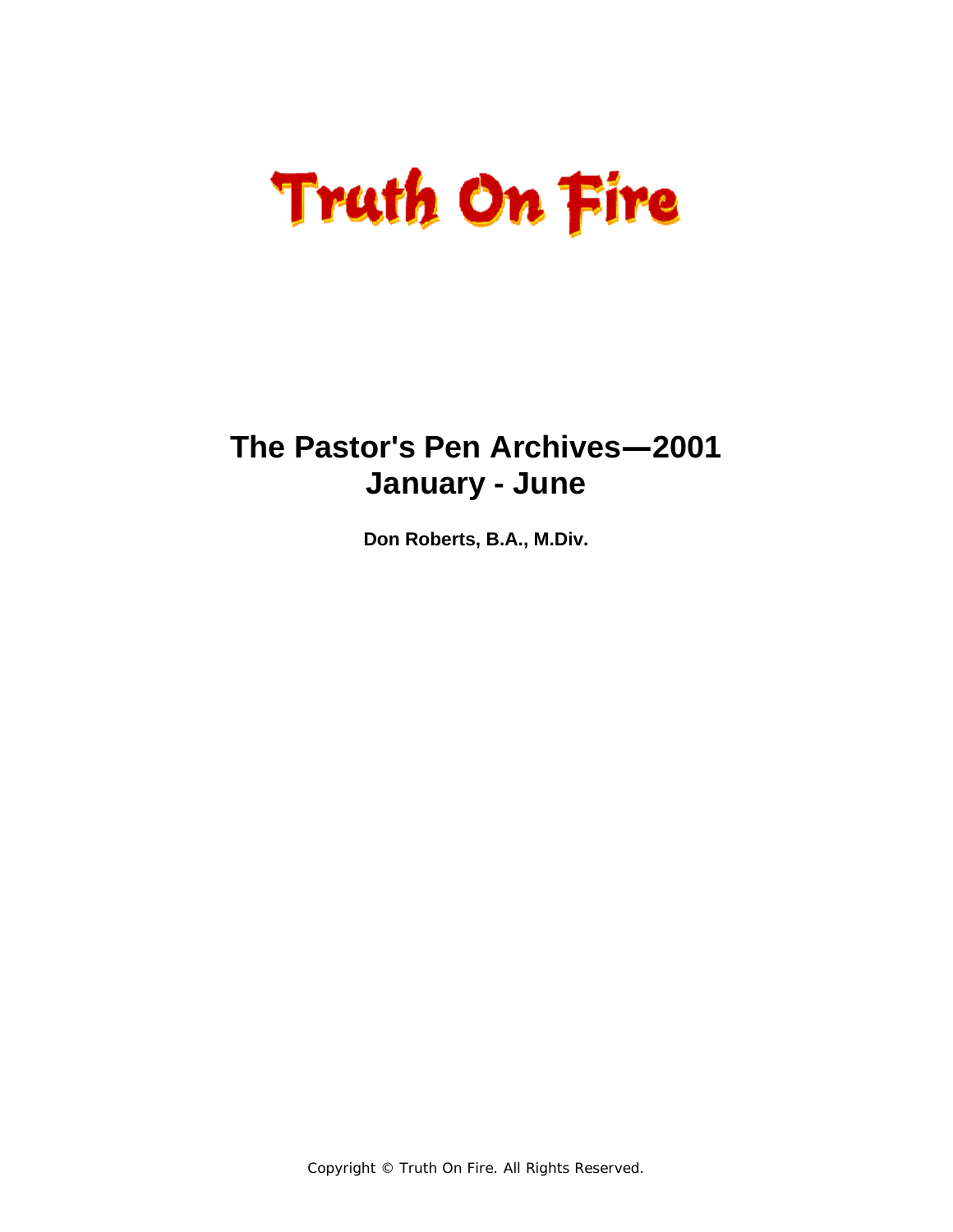# Truth On Fire

## The Pastor's Pen Archives—2001
## January - June

**Don Roberts, B.A., M.Div.**

Copyright © Truth On Fire. All Rights Reserved.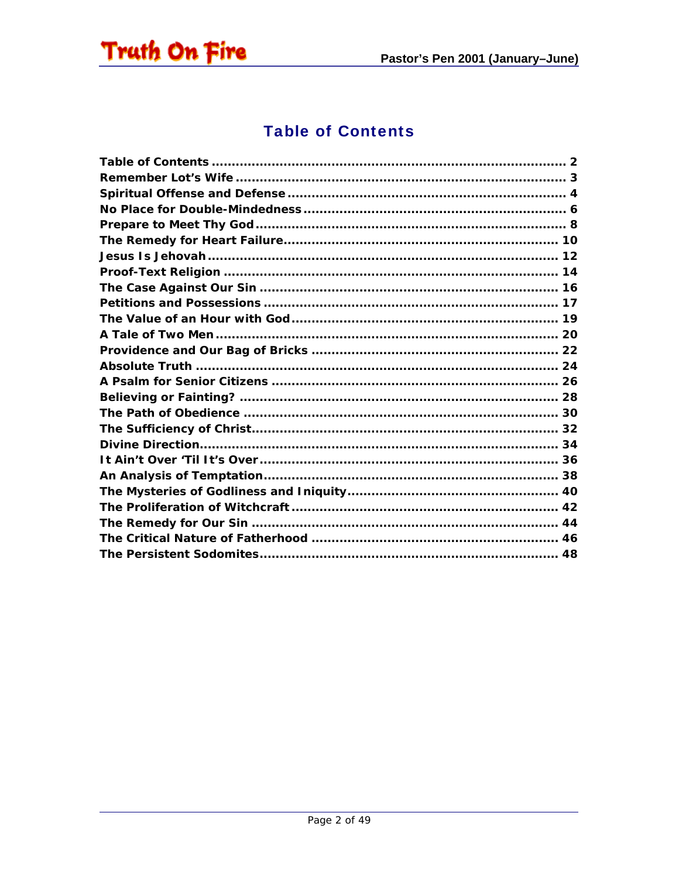## Table of Contents

| | |
|---|---|
| Table of Contents | 2 |
| Remember Lot's Wife | 3 |
| Spiritual Offense and Defense | 4 |
| No Place for Double-Mindedness | 6 |
| Prepare to Meet Thy God | 8 |
| The Remedy for Heart Failure | 10 |
| Jesus Is Jehovah | 12 |
| Proof-Text Religion | 14 |
| The Case Against Our Sin | 16 |
| Petitions and Possessions | 17 |
| The Value of an Hour with God | 19 |
| A Tale of Two Men | 20 |
| Providence and Our Bag of Bricks | 22 |
| Absolute Truth | 24 |
| A Psalm for Senior Citizens | 26 |
| Believing or Fainting? | 28 |
| The Path of Obedience | 30 |
| The Sufficiency of Christ | 32 |
| Divine Direction | 34 |
| It Ain't Over 'Til It's Over | 36 |
| An Analysis of Temptation | 38 |
| The Mysteries of Godliness and Iniquity | 40 |
| The Proliferation of Witchcraft | 42 |
| The Remedy for Our Sin | 44 |
| The Critical Nature of Fatherhood | 46 |
| The Persistent Sodomites | 48 |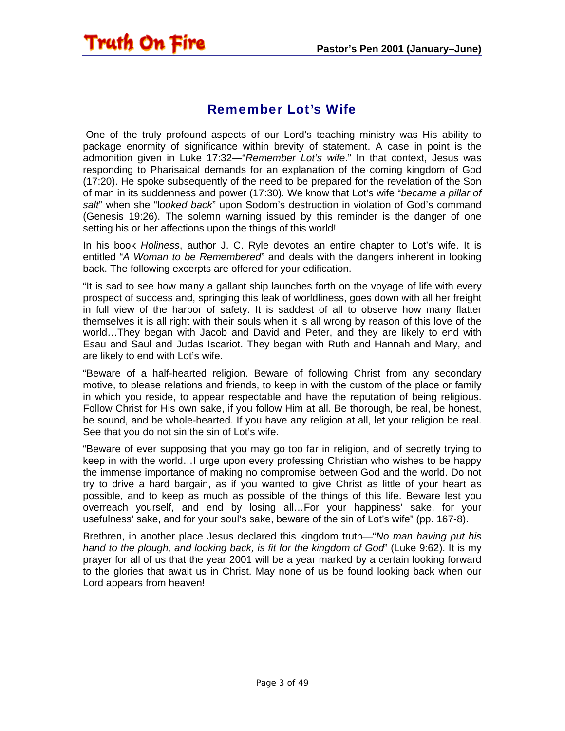## Remember Lot's Wife

One of the truly profound aspects of our Lord's teaching ministry was His ability to package enormity of significance within brevity of statement. A case in point is the admonition given in Luke 17:32—"*Remember Lot's wife*." In that context, Jesus was responding to Pharisaical demands for an explanation of the coming kingdom of God (17:20). He spoke subsequently of the need to be prepared for the revelation of the Son of man in its suddenness and power (17:30). We know that Lot's wife "*became a pillar of salt*" when she "l*ooked back*" upon Sodom's destruction in violation of God's command (Genesis 19:26). The solemn warning issued by this reminder is the danger of one setting his or her affections upon the things of this world!

In his book *Holiness*, author J. C. Ryle devotes an entire chapter to Lot's wife. It is entitled "*A Woman to be Remembered*" and deals with the dangers inherent in looking back. The following excerpts are offered for your edification.

"It is sad to see how many a gallant ship launches forth on the voyage of life with every prospect of success and, springing this leak of worldliness, goes down with all her freight in full view of the harbor of safety. It is saddest of all to observe how many flatter themselves it is all right with their souls when it is all wrong by reason of this love of the world…They began with Jacob and David and Peter, and they are likely to end with Esau and Saul and Judas Iscariot. They began with Ruth and Hannah and Mary, and are likely to end with Lot's wife.

"Beware of a half-hearted religion. Beware of following Christ from any secondary motive, to please relations and friends, to keep in with the custom of the place or family in which you reside, to appear respectable and have the reputation of being religious. Follow Christ for His own sake, if you follow Him at all. Be thorough, be real, be honest, be sound, and be whole-hearted. If you have any religion at all, let your religion be real. See that you do not sin the sin of Lot's wife.

"Beware of ever supposing that you may go too far in religion, and of secretly trying to keep in with the world…I urge upon every professing Christian who wishes to be happy the immense importance of making no compromise between God and the world. Do not try to drive a hard bargain, as if you wanted to give Christ as little of your heart as possible, and to keep as much as possible of the things of this life. Beware lest you overreach yourself, and end by losing all…For your happiness' sake, for your usefulness' sake, and for your soul's sake, beware of the sin of Lot's wife" (pp. 167-8).

Brethren, in another place Jesus declared this kingdom truth—"*No man having put his hand to the plough, and looking back, is fit for the kingdom of God*" (Luke 9:62). It is my prayer for all of us that the year 2001 will be a year marked by a certain looking forward to the glories that await us in Christ. May none of us be found looking back when our Lord appears from heaven!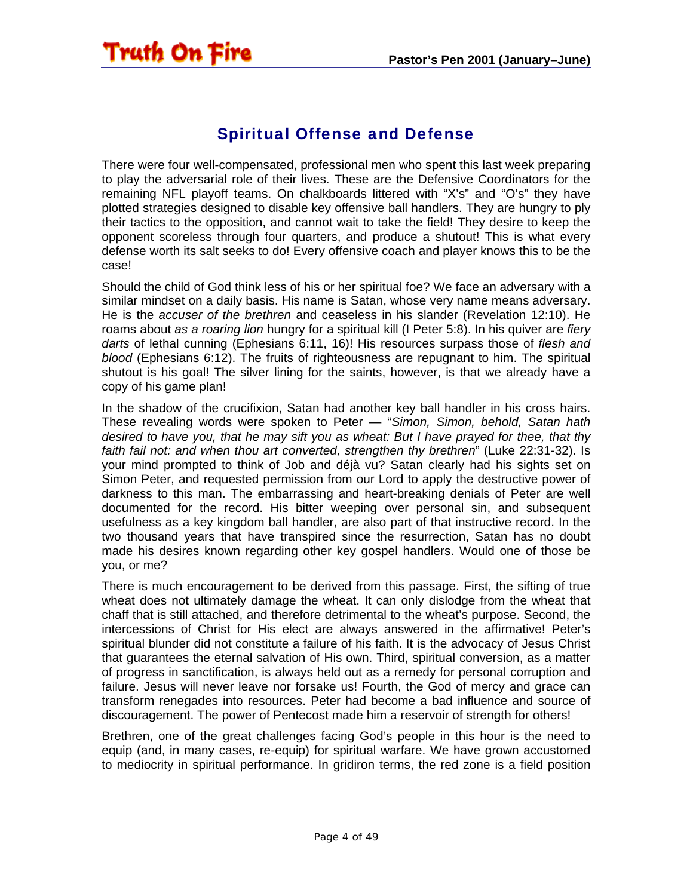## Spiritual Offense and Defense

There were four well-compensated, professional men who spent this last week preparing to play the adversarial role of their lives. These are the Defensive Coordinators for the remaining NFL playoff teams. On chalkboards littered with "X's" and "O's" they have plotted strategies designed to disable key offensive ball handlers. They are hungry to ply their tactics to the opposition, and cannot wait to take the field! They desire to keep the opponent scoreless through four quarters, and produce a shutout! This is what every defense worth its salt seeks to do! Every offensive coach and player knows this to be the case!

Should the child of God think less of his or her spiritual foe? We face an adversary with a similar mindset on a daily basis. His name is Satan, whose very name means adversary. He is the *accuser of the brethren* and ceaseless in his slander (Revelation 12:10). He roams about *as a roaring lion* hungry for a spiritual kill (I Peter 5:8). In his quiver are *fiery darts* of lethal cunning (Ephesians 6:11, 16)! His resources surpass those of *flesh and blood* (Ephesians 6:12). The fruits of righteousness are repugnant to him. The spiritual shutout is his goal! The silver lining for the saints, however, is that we already have a copy of his game plan!

In the shadow of the crucifixion, Satan had another key ball handler in his cross hairs. These revealing words were spoken to Peter — "*Simon, Simon, behold, Satan hath desired to have you, that he may sift you as wheat: But I have prayed for thee, that thy faith fail not: and when thou art converted, strengthen thy brethren*" (Luke 22:31-32). Is your mind prompted to think of Job and déjà vu? Satan clearly had his sights set on Simon Peter, and requested permission from our Lord to apply the destructive power of darkness to this man. The embarrassing and heart-breaking denials of Peter are well documented for the record. His bitter weeping over personal sin, and subsequent usefulness as a key kingdom ball handler, are also part of that instructive record. In the two thousand years that have transpired since the resurrection, Satan has no doubt made his desires known regarding other key gospel handlers. Would one of those be you, or me?

There is much encouragement to be derived from this passage. First, the sifting of true wheat does not ultimately damage the wheat. It can only dislodge from the wheat that chaff that is still attached, and therefore detrimental to the wheat's purpose. Second, the intercessions of Christ for His elect are always answered in the affirmative! Peter's spiritual blunder did not constitute a failure of his faith. It is the advocacy of Jesus Christ that guarantees the eternal salvation of His own. Third, spiritual conversion, as a matter of progress in sanctification, is always held out as a remedy for personal corruption and failure. Jesus will never leave nor forsake us! Fourth, the God of mercy and grace can transform renegades into resources. Peter had become a bad influence and source of discouragement. The power of Pentecost made him a reservoir of strength for others!

Brethren, one of the great challenges facing God's people in this hour is the need to equip (and, in many cases, re-equip) for spiritual warfare. We have grown accustomed to mediocrity in spiritual performance. In gridiron terms, the red zone is a field position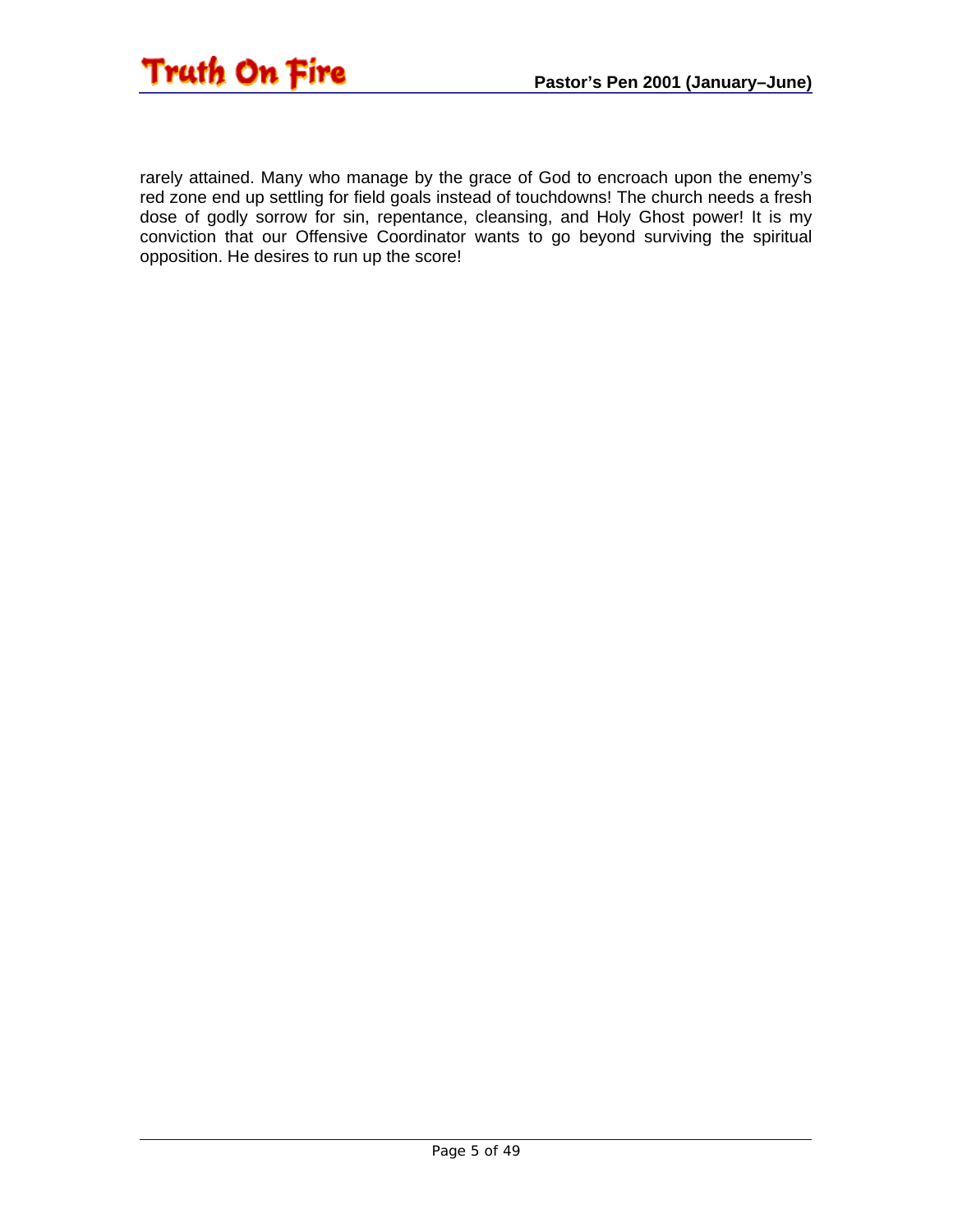rarely attained. Many who manage by the grace of God to encroach upon the enemy's red zone end up settling for field goals instead of touchdowns! The church needs a fresh dose of godly sorrow for sin, repentance, cleansing, and Holy Ghost power! It is my conviction that our Offensive Coordinator wants to go beyond surviving the spiritual opposition. He desires to run up the score!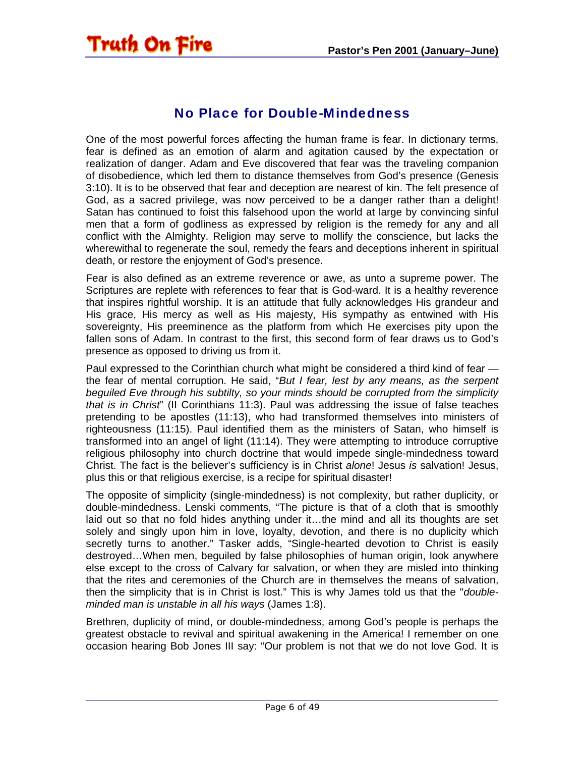## No Place for Double-Mindedness

One of the most powerful forces affecting the human frame is fear. In dictionary terms, fear is defined as an emotion of alarm and agitation caused by the expectation or realization of danger. Adam and Eve discovered that fear was the traveling companion of disobedience, which led them to distance themselves from God's presence (Genesis 3:10). It is to be observed that fear and deception are nearest of kin. The felt presence of God, as a sacred privilege, was now perceived to be a danger rather than a delight! Satan has continued to foist this falsehood upon the world at large by convincing sinful men that a form of godliness as expressed by religion is the remedy for any and all conflict with the Almighty. Religion may serve to mollify the conscience, but lacks the wherewithal to regenerate the soul, remedy the fears and deceptions inherent in spiritual death, or restore the enjoyment of God's presence.

Fear is also defined as an extreme reverence or awe, as unto a supreme power. The Scriptures are replete with references to fear that is God-ward. It is a healthy reverence that inspires rightful worship. It is an attitude that fully acknowledges His grandeur and His grace, His mercy as well as His majesty, His sympathy as entwined with His sovereignty, His preeminence as the platform from which He exercises pity upon the fallen sons of Adam. In contrast to the first, this second form of fear draws us to God's presence as opposed to driving us from it.

Paul expressed to the Corinthian church what might be considered a third kind of fear — the fear of mental corruption. He said, "*But I fear, lest by any means, as the serpent beguiled Eve through his subtilty, so your minds should be corrupted from the simplicity that is in Christ*" (II Corinthians 11:3). Paul was addressing the issue of false teaches pretending to be apostles (11:13), who had transformed themselves into ministers of righteousness (11:15). Paul identified them as the ministers of Satan, who himself is transformed into an angel of light (11:14). They were attempting to introduce corruptive religious philosophy into church doctrine that would impede single-mindedness toward Christ. The fact is the believer's sufficiency is in Christ *alone*! Jesus *is* salvation! Jesus, plus this or that religious exercise, is a recipe for spiritual disaster!

The opposite of simplicity (single-mindedness) is not complexity, but rather duplicity, or double-mindedness. Lenski comments, "The picture is that of a cloth that is smoothly laid out so that no fold hides anything under it…the mind and all its thoughts are set solely and singly upon him in love, loyalty, devotion, and there is no duplicity which secretly turns to another." Tasker adds, "Single-hearted devotion to Christ is easily destroyed…When men, beguiled by false philosophies of human origin, look anywhere else except to the cross of Calvary for salvation, or when they are misled into thinking that the rites and ceremonies of the Church are in themselves the means of salvation, then the simplicity that is in Christ is lost." This is why James told us that the "*double-minded man is unstable in all his ways* (James 1:8).

Brethren, duplicity of mind, or double-mindedness, among God's people is perhaps the greatest obstacle to revival and spiritual awakening in the America! I remember on one occasion hearing Bob Jones III say: "Our problem is not that we do not love God. It is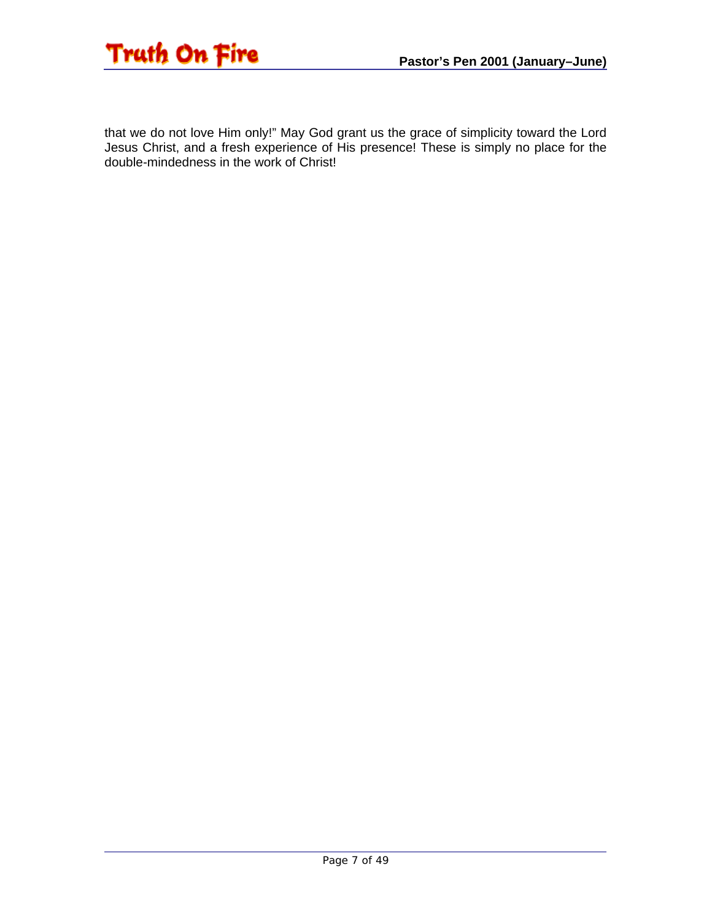that we do not love Him only!" May God grant us the grace of simplicity toward the Lord Jesus Christ, and a fresh experience of His presence! These is simply no place for the double-mindedness in the work of Christ!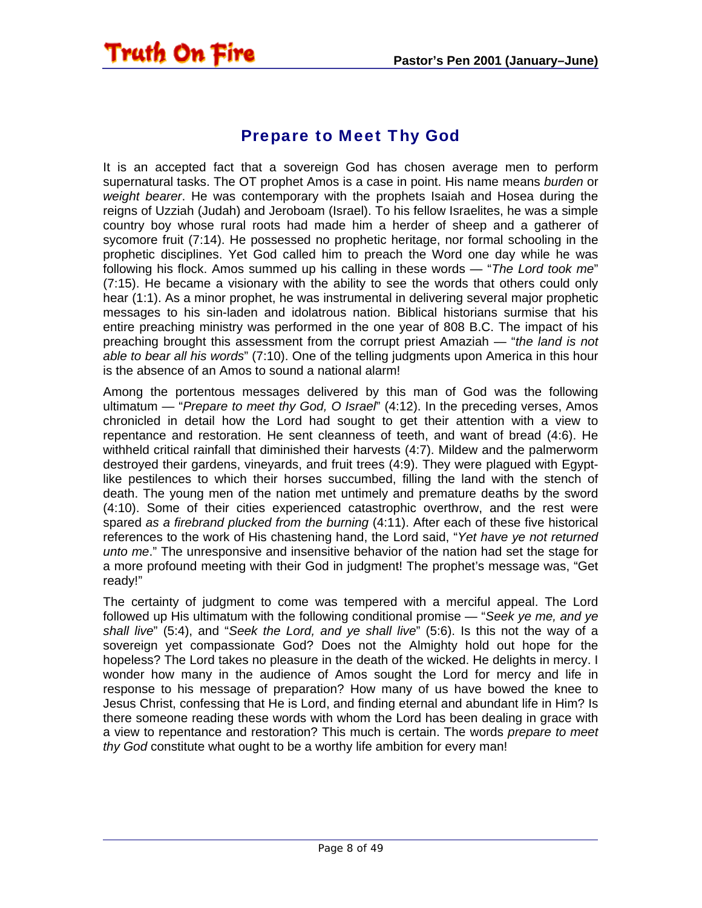## Prepare to Meet Thy God

It is an accepted fact that a sovereign God has chosen average men to perform supernatural tasks. The OT prophet Amos is a case in point. His name means *burden* or *weight bearer*. He was contemporary with the prophets Isaiah and Hosea during the reigns of Uzziah (Judah) and Jeroboam (Israel). To his fellow Israelites, he was a simple country boy whose rural roots had made him a herder of sheep and a gatherer of sycomore fruit (7:14). He possessed no prophetic heritage, nor formal schooling in the prophetic disciplines. Yet God called him to preach the Word one day while he was following his flock. Amos summed up his calling in these words — "*The Lord took me*" (7:15). He became a visionary with the ability to see the words that others could only hear (1:1). As a minor prophet, he was instrumental in delivering several major prophetic messages to his sin-laden and idolatrous nation. Biblical historians surmise that his entire preaching ministry was performed in the one year of 808 B.C. The impact of his preaching brought this assessment from the corrupt priest Amaziah — "*the land is not able to bear all his words*" (7:10). One of the telling judgments upon America in this hour is the absence of an Amos to sound a national alarm!

Among the portentous messages delivered by this man of God was the following ultimatum — "*Prepare to meet thy God, O Israel*" (4:12). In the preceding verses, Amos chronicled in detail how the Lord had sought to get their attention with a view to repentance and restoration. He sent cleanness of teeth, and want of bread (4:6). He withheld critical rainfall that diminished their harvests (4:7). Mildew and the palmerworm destroyed their gardens, vineyards, and fruit trees (4:9). They were plagued with Egypt-like pestilences to which their horses succumbed, filling the land with the stench of death. The young men of the nation met untimely and premature deaths by the sword (4:10). Some of their cities experienced catastrophic overthrow, and the rest were spared *as a firebrand plucked from the burning* (4:11). After each of these five historical references to the work of His chastening hand, the Lord said, "*Yet have ye not returned unto me*." The unresponsive and insensitive behavior of the nation had set the stage for a more profound meeting with their God in judgment! The prophet's message was, "Get ready!"

The certainty of judgment to come was tempered with a merciful appeal. The Lord followed up His ultimatum with the following conditional promise — "*Seek ye me, and ye shall live*" (5:4), and "*Seek the Lord, and ye shall live*" (5:6). Is this not the way of a sovereign yet compassionate God? Does not the Almighty hold out hope for the hopeless? The Lord takes no pleasure in the death of the wicked. He delights in mercy. I wonder how many in the audience of Amos sought the Lord for mercy and life in response to his message of preparation? How many of us have bowed the knee to Jesus Christ, confessing that He is Lord, and finding eternal and abundant life in Him? Is there someone reading these words with whom the Lord has been dealing in grace with a view to repentance and restoration? This much is certain. The words *prepare to meet thy God* constitute what ought to be a worthy life ambition for every man!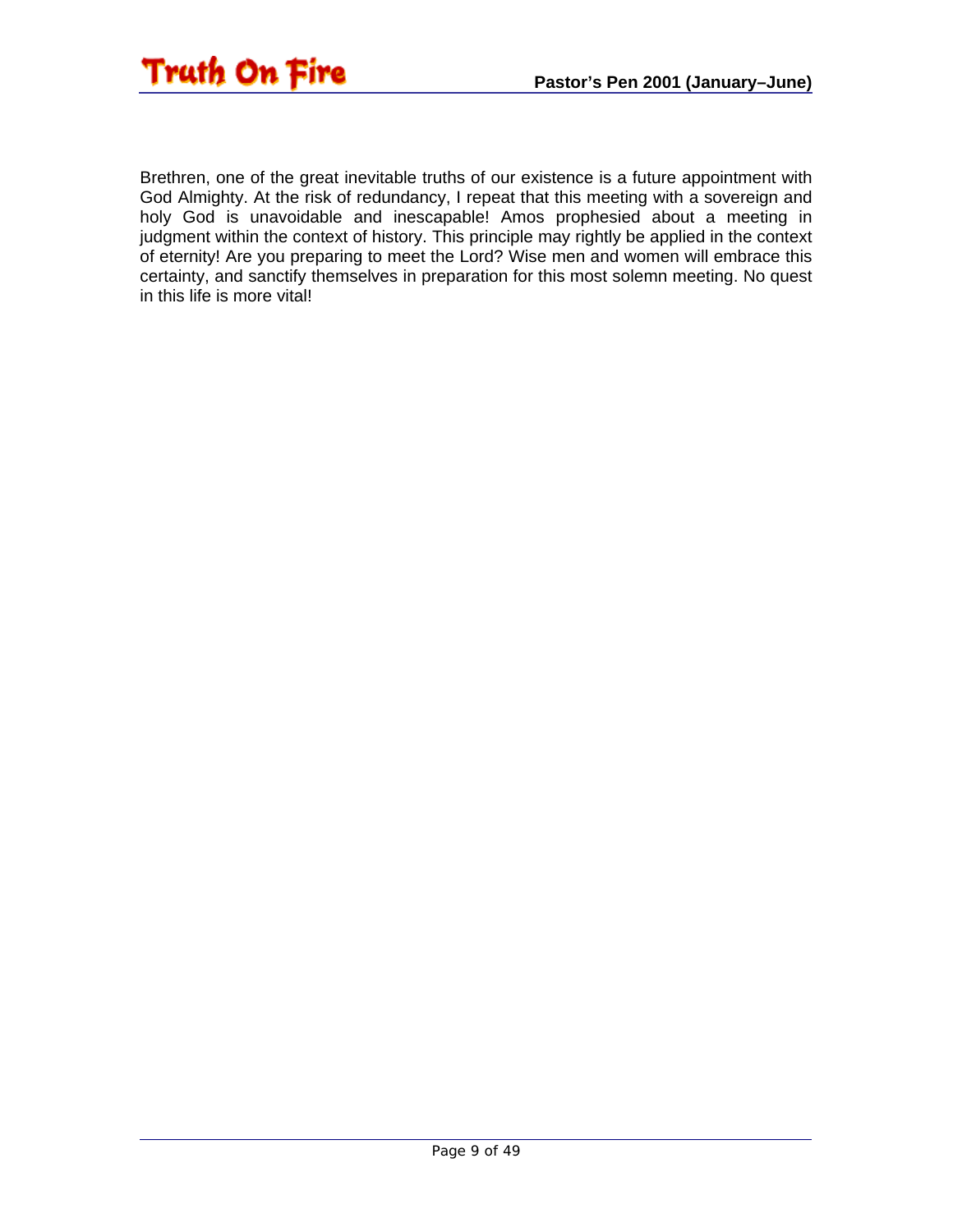Brethren, one of the great inevitable truths of our existence is a future appointment with God Almighty. At the risk of redundancy, I repeat that this meeting with a sovereign and holy God is unavoidable and inescapable! Amos prophesied about a meeting in judgment within the context of history. This principle may rightly be applied in the context of eternity! Are you preparing to meet the Lord? Wise men and women will embrace this certainty, and sanctify themselves in preparation for this most solemn meeting. No quest in this life is more vital!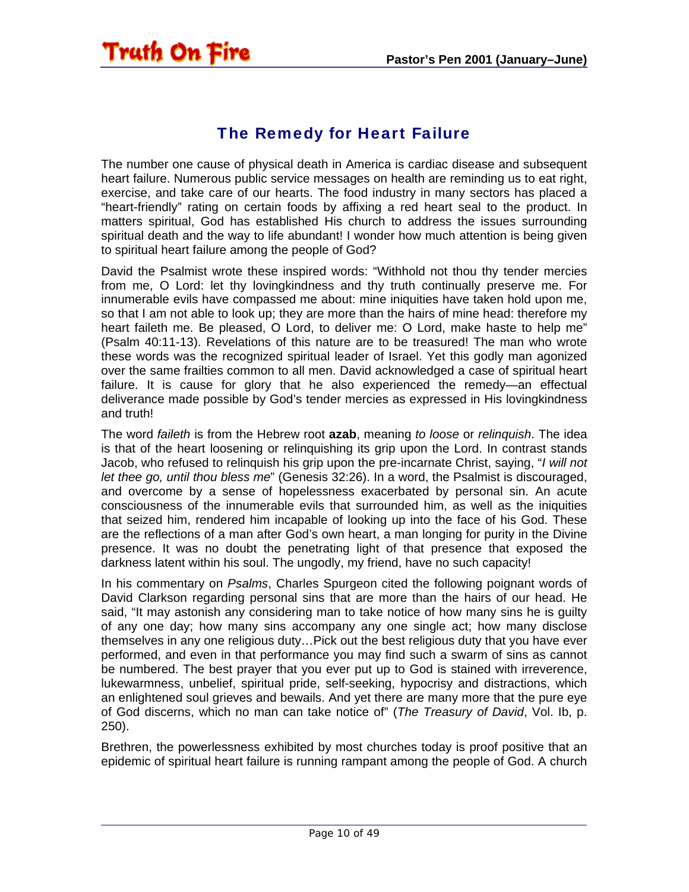## The Remedy for Heart Failure

The number one cause of physical death in America is cardiac disease and subsequent heart failure. Numerous public service messages on health are reminding us to eat right, exercise, and take care of our hearts. The food industry in many sectors has placed a "heart-friendly" rating on certain foods by affixing a red heart seal to the product. In matters spiritual, God has established His church to address the issues surrounding spiritual death and the way to life abundant! I wonder how much attention is being given to spiritual heart failure among the people of God?

David the Psalmist wrote these inspired words: "Withhold not thou thy tender mercies from me, O Lord: let thy lovingkindness and thy truth continually preserve me. For innumerable evils have compassed me about: mine iniquities have taken hold upon me, so that I am not able to look up; they are more than the hairs of mine head: therefore my heart faileth me. Be pleased, O Lord, to deliver me: O Lord, make haste to help me" (Psalm 40:11-13). Revelations of this nature are to be treasured! The man who wrote these words was the recognized spiritual leader of Israel. Yet this godly man agonized over the same frailties common to all men. David acknowledged a case of spiritual heart failure. It is cause for glory that he also experienced the remedy—an effectual deliverance made possible by God's tender mercies as expressed in His lovingkindness and truth!

The word *faileth* is from the Hebrew root **azab**, meaning *to loose* or *relinquish*. The idea is that of the heart loosening or relinquishing its grip upon the Lord. In contrast stands Jacob, who refused to relinquish his grip upon the pre-incarnate Christ, saying, "*I will not let thee go, until thou bless me*" (Genesis 32:26). In a word, the Psalmist is discouraged, and overcome by a sense of hopelessness exacerbated by personal sin. An acute consciousness of the innumerable evils that surrounded him, as well as the iniquities that seized him, rendered him incapable of looking up into the face of his God. These are the reflections of a man after God's own heart, a man longing for purity in the Divine presence. It was no doubt the penetrating light of that presence that exposed the darkness latent within his soul. The ungodly, my friend, have no such capacity!

In his commentary on *Psalms*, Charles Spurgeon cited the following poignant words of David Clarkson regarding personal sins that are more than the hairs of our head. He said, "It may astonish any considering man to take notice of how many sins he is guilty of any one day; how many sins accompany any one single act; how many disclose themselves in any one religious duty…Pick out the best religious duty that you have ever performed, and even in that performance you may find such a swarm of sins as cannot be numbered. The best prayer that you ever put up to God is stained with irreverence, lukewarmness, unbelief, spiritual pride, self-seeking, hypocrisy and distractions, which an enlightened soul grieves and bewails. And yet there are many more that the pure eye of God discerns, which no man can take notice of" (*The Treasury of David*, Vol. Ib, p. 250).

Brethren, the powerlessness exhibited by most churches today is proof positive that an epidemic of spiritual heart failure is running rampant among the people of God. A church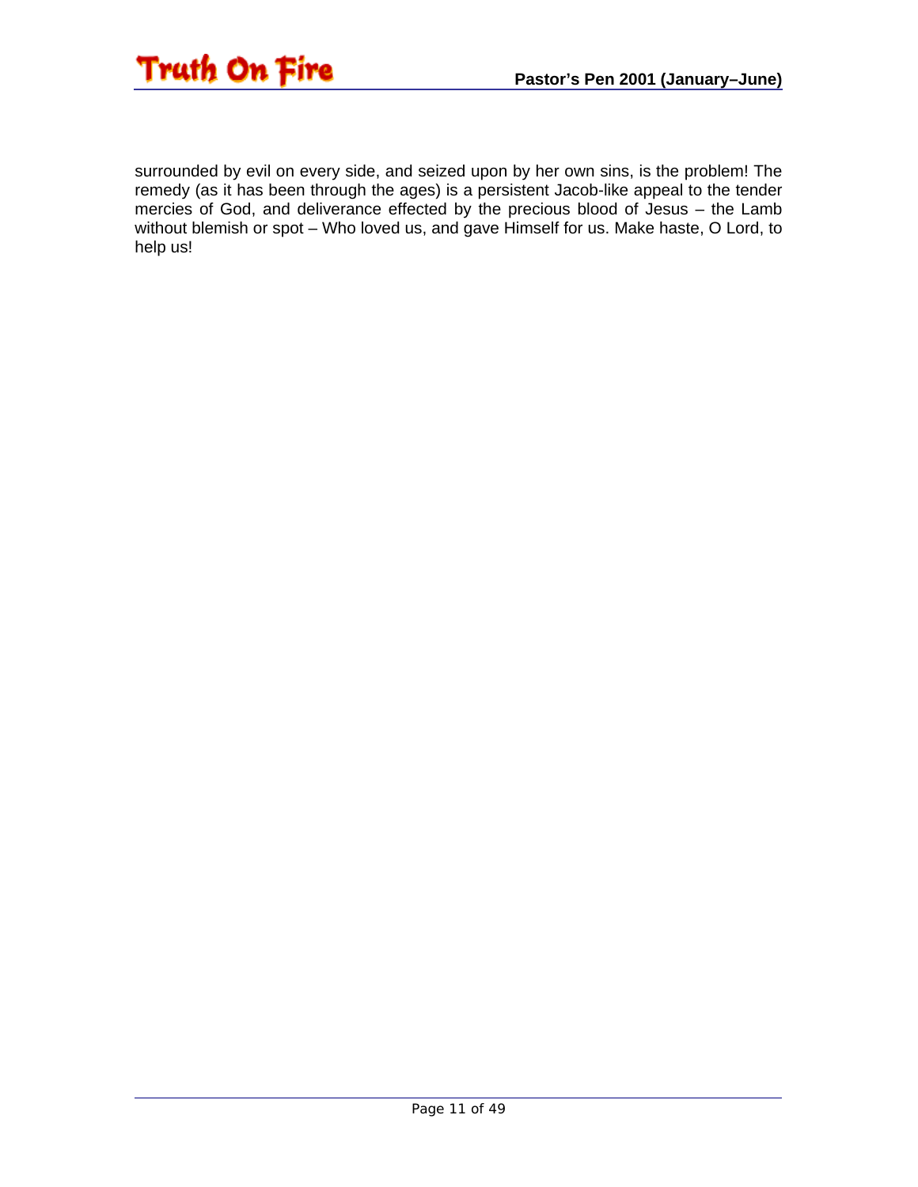surrounded by evil on every side, and seized upon by her own sins, is the problem! The remedy (as it has been through the ages) is a persistent Jacob-like appeal to the tender mercies of God, and deliverance effected by the precious blood of Jesus – the Lamb without blemish or spot – Who loved us, and gave Himself for us. Make haste, O Lord, to help us!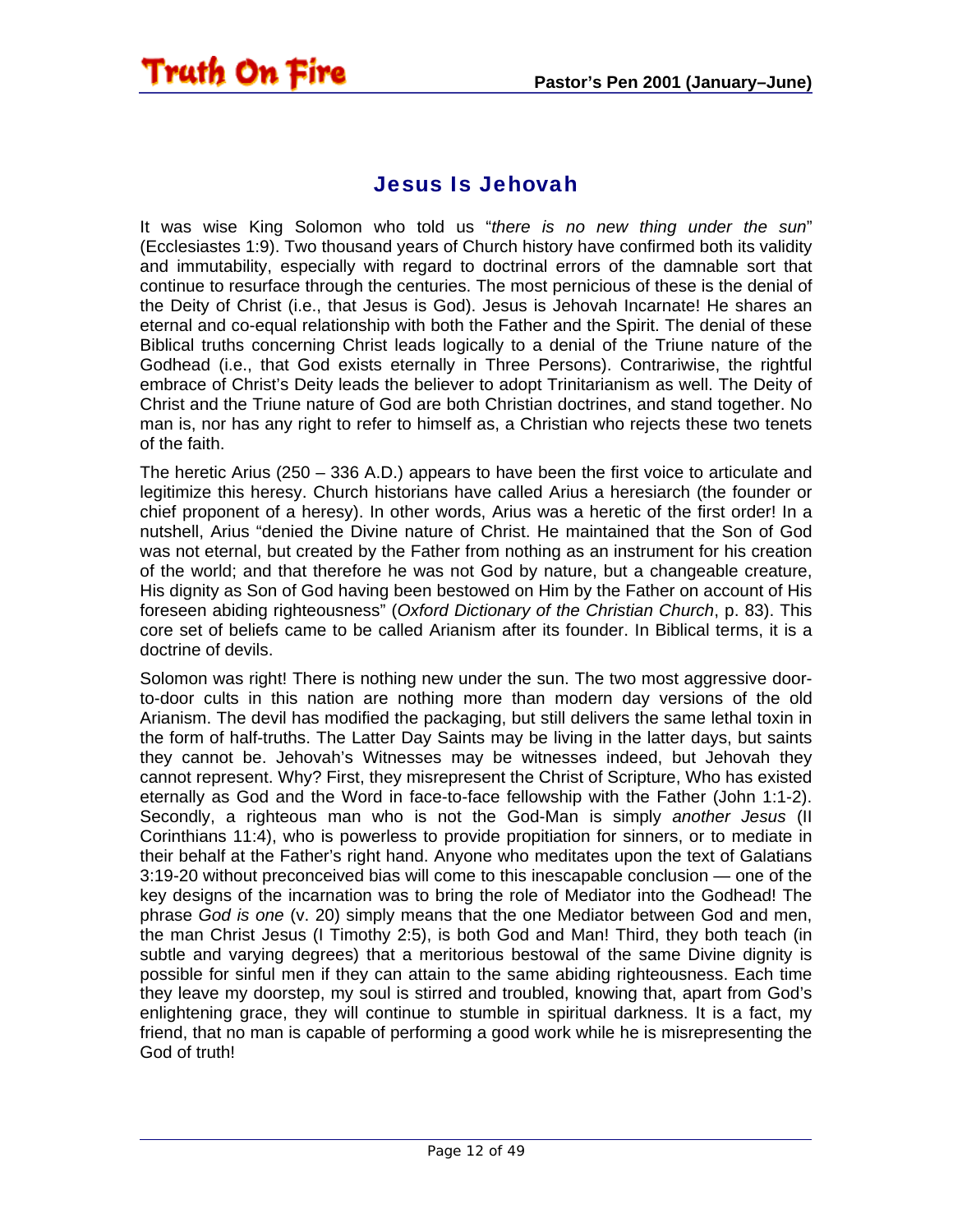## Jesus Is Jehovah

It was wise King Solomon who told us "*there is no new thing under the sun*" (Ecclesiastes 1:9). Two thousand years of Church history have confirmed both its validity and immutability, especially with regard to doctrinal errors of the damnable sort that continue to resurface through the centuries. The most pernicious of these is the denial of the Deity of Christ (i.e., that Jesus is God). Jesus is Jehovah Incarnate! He shares an eternal and co-equal relationship with both the Father and the Spirit. The denial of these Biblical truths concerning Christ leads logically to a denial of the Triune nature of the Godhead (i.e., that God exists eternally in Three Persons). Contrariwise, the rightful embrace of Christ's Deity leads the believer to adopt Trinitarianism as well. The Deity of Christ and the Triune nature of God are both Christian doctrines, and stand together. No man is, nor has any right to refer to himself as, a Christian who rejects these two tenets of the faith.

The heretic Arius (250 – 336 A.D.) appears to have been the first voice to articulate and legitimize this heresy. Church historians have called Arius a heresiarch (the founder or chief proponent of a heresy). In other words, Arius was a heretic of the first order! In a nutshell, Arius "denied the Divine nature of Christ. He maintained that the Son of God was not eternal, but created by the Father from nothing as an instrument for his creation of the world; and that therefore he was not God by nature, but a changeable creature, His dignity as Son of God having been bestowed on Him by the Father on account of His foreseen abiding righteousness" (*Oxford Dictionary of the Christian Church*, p. 83). This core set of beliefs came to be called Arianism after its founder. In Biblical terms, it is a doctrine of devils.

Solomon was right! There is nothing new under the sun. The two most aggressive door-to-door cults in this nation are nothing more than modern day versions of the old Arianism. The devil has modified the packaging, but still delivers the same lethal toxin in the form of half-truths. The Latter Day Saints may be living in the latter days, but saints they cannot be. Jehovah's Witnesses may be witnesses indeed, but Jehovah they cannot represent. Why? First, they misrepresent the Christ of Scripture, Who has existed eternally as God and the Word in face-to-face fellowship with the Father (John 1:1-2). Secondly, a righteous man who is not the God-Man is simply *another Jesus* (II Corinthians 11:4), who is powerless to provide propitiation for sinners, or to mediate in their behalf at the Father's right hand. Anyone who meditates upon the text of Galatians 3:19-20 without preconceived bias will come to this inescapable conclusion — one of the key designs of the incarnation was to bring the role of Mediator into the Godhead! The phrase *God is one* (v. 20) simply means that the one Mediator between God and men, the man Christ Jesus (I Timothy 2:5), is both God and Man! Third, they both teach (in subtle and varying degrees) that a meritorious bestowal of the same Divine dignity is possible for sinful men if they can attain to the same abiding righteousness. Each time they leave my doorstep, my soul is stirred and troubled, knowing that, apart from God's enlightening grace, they will continue to stumble in spiritual darkness. It is a fact, my friend, that no man is capable of performing a good work while he is misrepresenting the God of truth!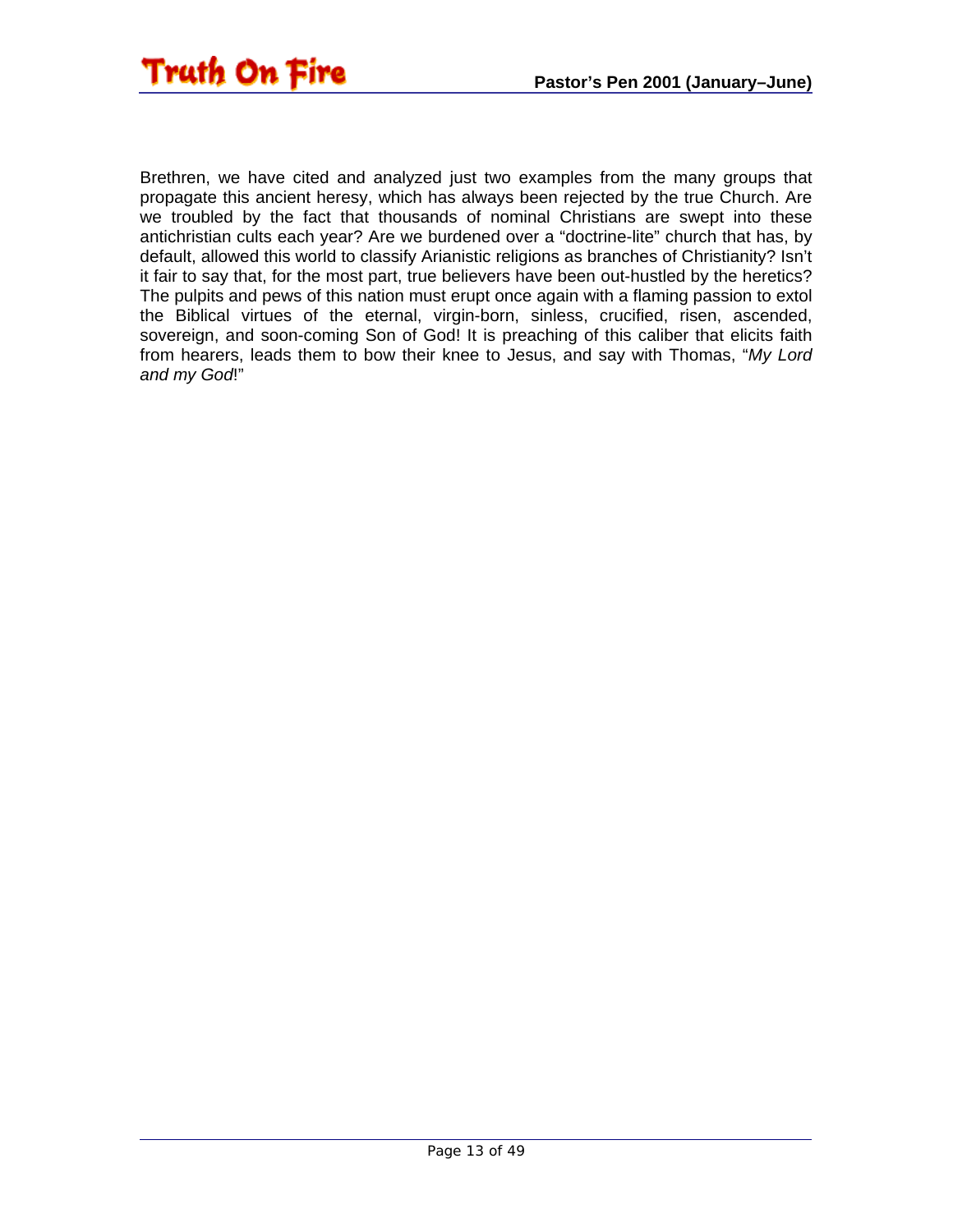Brethren, we have cited and analyzed just two examples from the many groups that propagate this ancient heresy, which has always been rejected by the true Church. Are we troubled by the fact that thousands of nominal Christians are swept into these antichristian cults each year? Are we burdened over a "doctrine-lite" church that has, by default, allowed this world to classify Arianistic religions as branches of Christianity? Isn't it fair to say that, for the most part, true believers have been out-hustled by the heretics? The pulpits and pews of this nation must erupt once again with a flaming passion to extol the Biblical virtues of the eternal, virgin-born, sinless, crucified, risen, ascended, sovereign, and soon-coming Son of God! It is preaching of this caliber that elicits faith from hearers, leads them to bow their knee to Jesus, and say with Thomas, "*My Lord and my God*!"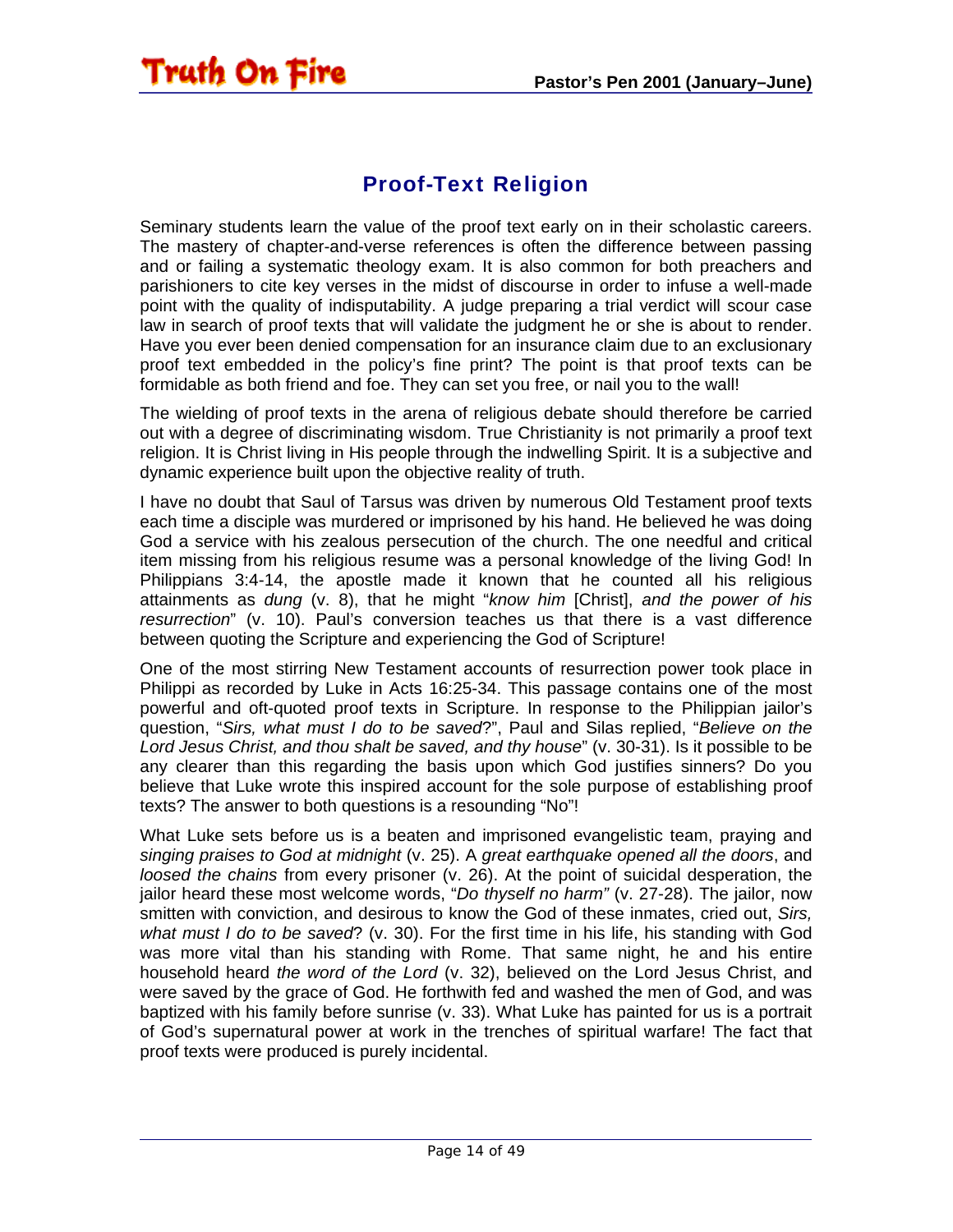## Proof-Text Religion

Seminary students learn the value of the proof text early on in their scholastic careers. The mastery of chapter-and-verse references is often the difference between passing and or failing a systematic theology exam. It is also common for both preachers and parishioners to cite key verses in the midst of discourse in order to infuse a well-made point with the quality of indisputability. A judge preparing a trial verdict will scour case law in search of proof texts that will validate the judgment he or she is about to render. Have you ever been denied compensation for an insurance claim due to an exclusionary proof text embedded in the policy's fine print? The point is that proof texts can be formidable as both friend and foe. They can set you free, or nail you to the wall!

The wielding of proof texts in the arena of religious debate should therefore be carried out with a degree of discriminating wisdom. True Christianity is not primarily a proof text religion. It is Christ living in His people through the indwelling Spirit. It is a subjective and dynamic experience built upon the objective reality of truth.

I have no doubt that Saul of Tarsus was driven by numerous Old Testament proof texts each time a disciple was murdered or imprisoned by his hand. He believed he was doing God a service with his zealous persecution of the church. The one needful and critical item missing from his religious resume was a personal knowledge of the living God! In Philippians 3:4-14, the apostle made it known that he counted all his religious attainments as *dung* (v. 8), that he might "*know him* [Christ], *and the power of his resurrection*" (v. 10). Paul's conversion teaches us that there is a vast difference between quoting the Scripture and experiencing the God of Scripture!

One of the most stirring New Testament accounts of resurrection power took place in Philippi as recorded by Luke in Acts 16:25-34. This passage contains one of the most powerful and oft-quoted proof texts in Scripture. In response to the Philippian jailor's question, "*Sirs, what must I do to be saved*?", Paul and Silas replied, "*Believe on the Lord Jesus Christ, and thou shalt be saved, and thy house*" (v. 30-31). Is it possible to be any clearer than this regarding the basis upon which God justifies sinners? Do you believe that Luke wrote this inspired account for the sole purpose of establishing proof texts? The answer to both questions is a resounding "No"!

What Luke sets before us is a beaten and imprisoned evangelistic team, praying and *singing praises to God at midnight* (v. 25). A *great earthquake opened all the doors*, and *loosed the chains* from every prisoner (v. 26). At the point of suicidal desperation, the jailor heard these most welcome words, "*Do thyself no harm"* (v. 27-28). The jailor, now smitten with conviction, and desirous to know the God of these inmates, cried out, *Sirs, what must I do to be saved*? (v. 30). For the first time in his life, his standing with God was more vital than his standing with Rome. That same night, he and his entire household heard *the word of the Lord* (v. 32), believed on the Lord Jesus Christ, and were saved by the grace of God. He forthwith fed and washed the men of God, and was baptized with his family before sunrise (v. 33). What Luke has painted for us is a portrait of God's supernatural power at work in the trenches of spiritual warfare! The fact that proof texts were produced is purely incidental.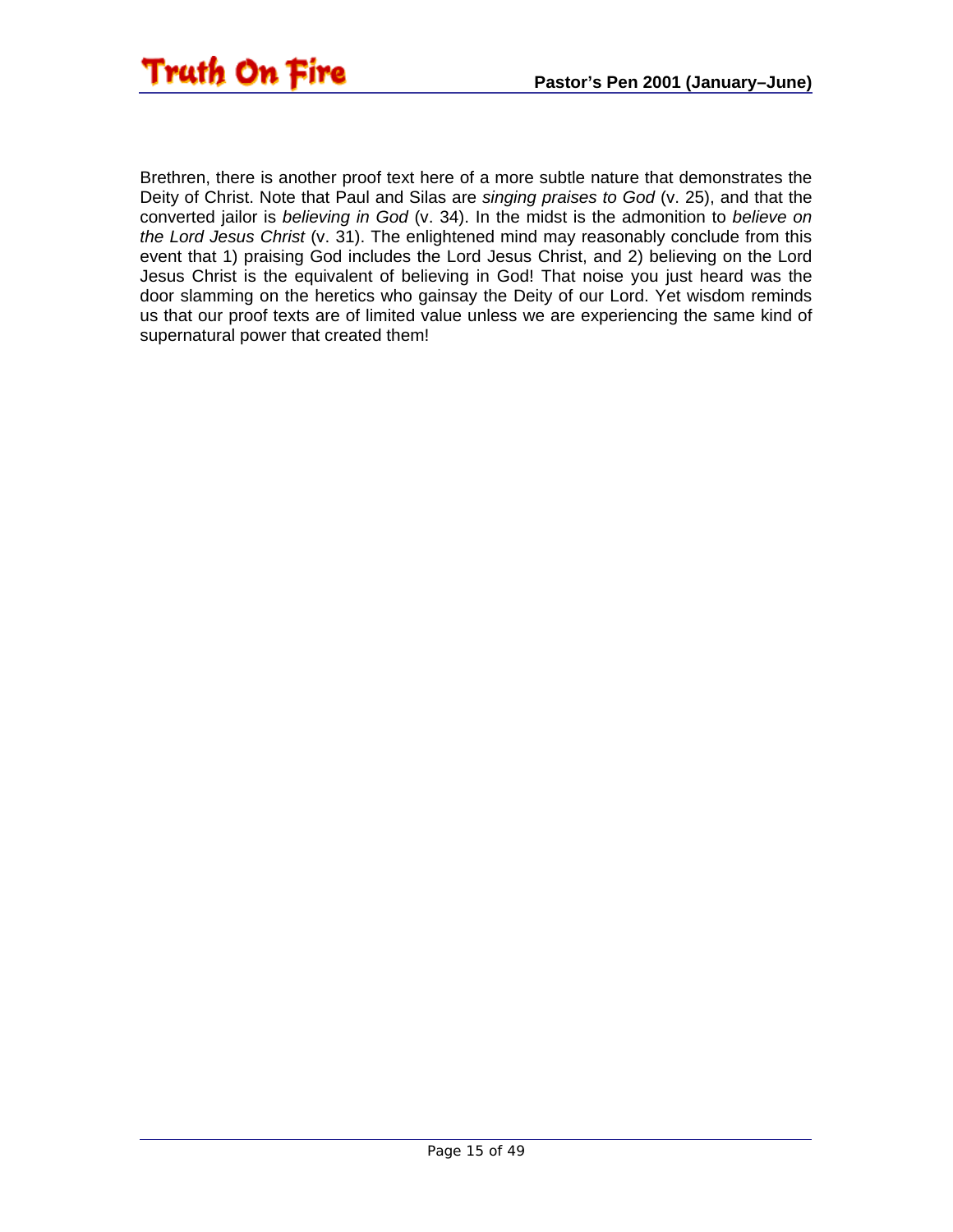Brethren, there is another proof text here of a more subtle nature that demonstrates the Deity of Christ. Note that Paul and Silas are *singing praises to God* (v. 25), and that the converted jailor is *believing in God* (v. 34). In the midst is the admonition to *believe on the Lord Jesus Christ* (v. 31). The enlightened mind may reasonably conclude from this event that 1) praising God includes the Lord Jesus Christ, and 2) believing on the Lord Jesus Christ is the equivalent of believing in God! That noise you just heard was the door slamming on the heretics who gainsay the Deity of our Lord. Yet wisdom reminds us that our proof texts are of limited value unless we are experiencing the same kind of supernatural power that created them!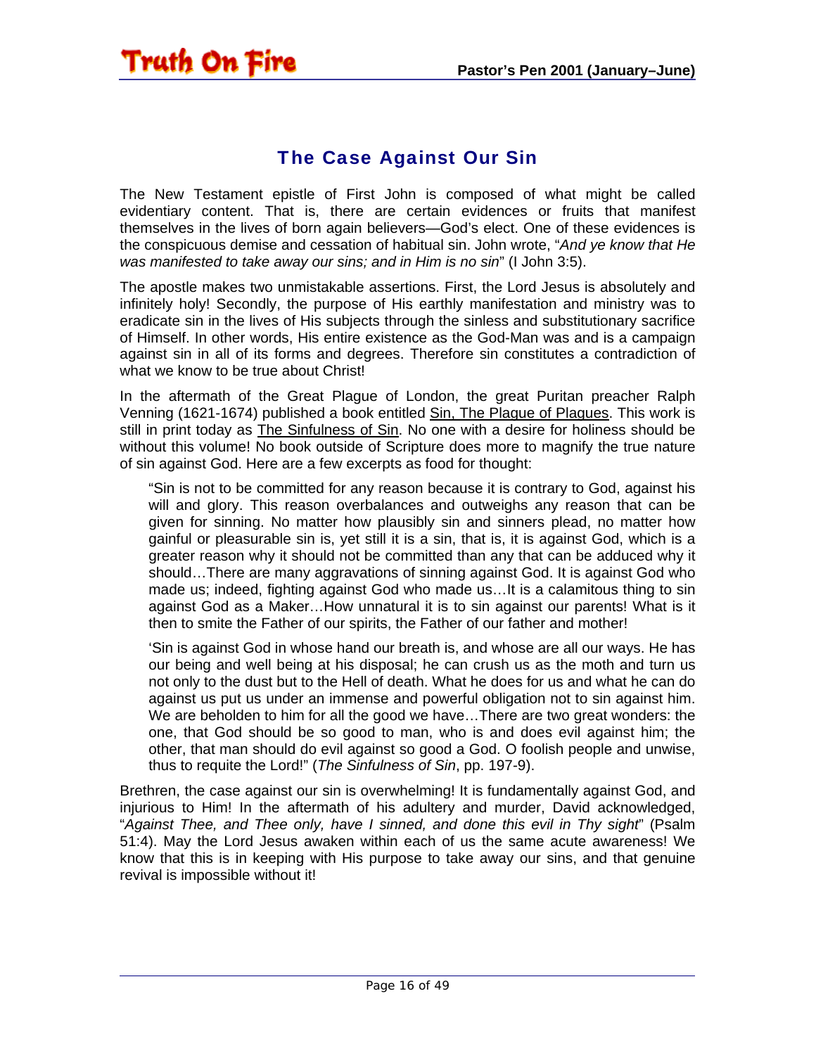## The Case Against Our Sin

The New Testament epistle of First John is composed of what might be called evidentiary content. That is, there are certain evidences or fruits that manifest themselves in the lives of born again believers—God's elect. One of these evidences is the conspicuous demise and cessation of habitual sin. John wrote, "*And ye know that He was manifested to take away our sins; and in Him is no sin*" (I John 3:5).

The apostle makes two unmistakable assertions. First, the Lord Jesus is absolutely and infinitely holy! Secondly, the purpose of His earthly manifestation and ministry was to eradicate sin in the lives of His subjects through the sinless and substitutionary sacrifice of Himself. In other words, His entire existence as the God-Man was and is a campaign against sin in all of its forms and degrees. Therefore sin constitutes a contradiction of what we know to be true about Christ!

In the aftermath of the Great Plague of London, the great Puritan preacher Ralph Venning (1621-1674) published a book entitled <u>Sin, The Plague of Plagues</u>. This work is still in print today as <u>The Sinfulness of Sin</u>. No one with a desire for holiness should be without this volume! No book outside of Scripture does more to magnify the true nature of sin against God. Here are a few excerpts as food for thought:

> "Sin is not to be committed for any reason because it is contrary to God, against his will and glory. This reason overbalances and outweighs any reason that can be given for sinning. No matter how plausibly sin and sinners plead, no matter how gainful or pleasurable sin is, yet still it is a sin, that is, it is against God, which is a greater reason why it should not be committed than any that can be adduced why it should…There are many aggravations of sinning against God. It is against God who made us; indeed, fighting against God who made us…It is a calamitous thing to sin against God as a Maker…How unnatural it is to sin against our parents! What is it then to smite the Father of our spirits, the Father of our father and mother!
>
> 'Sin is against God in whose hand our breath is, and whose are all our ways. He has our being and well being at his disposal; he can crush us as the moth and turn us not only to the dust but to the Hell of death. What he does for us and what he can do against us put us under an immense and powerful obligation not to sin against him. We are beholden to him for all the good we have…There are two great wonders: the one, that God should be so good to man, who is and does evil against him; the other, that man should do evil against so good a God. O foolish people and unwise, thus to requite the Lord!" (*The Sinfulness of Sin*, pp. 197-9).

Brethren, the case against our sin is overwhelming! It is fundamentally against God, and injurious to Him! In the aftermath of his adultery and murder, David acknowledged, "*Against Thee, and Thee only, have I sinned, and done this evil in Thy sight*" (Psalm 51:4). May the Lord Jesus awaken within each of us the same acute awareness! We know that this is in keeping with His purpose to take away our sins, and that genuine revival is impossible without it!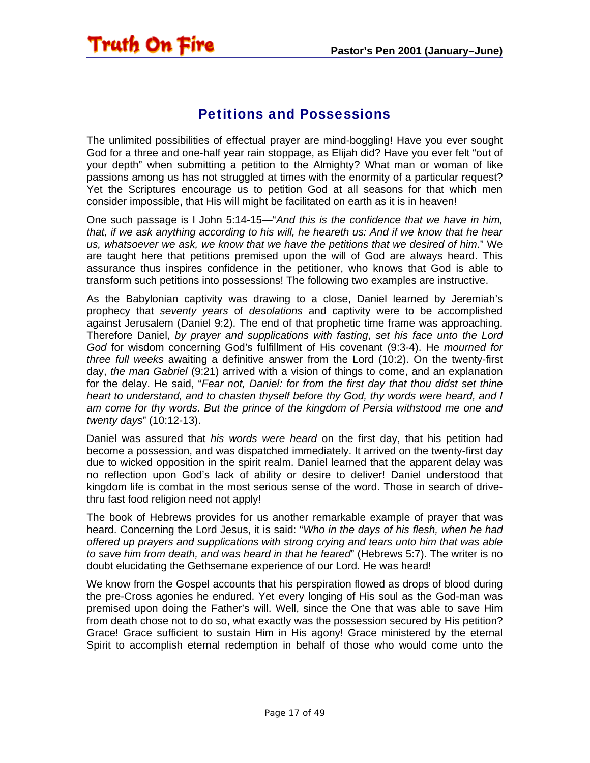## Petitions and Possessions

The unlimited possibilities of effectual prayer are mind-boggling! Have you ever sought God for a three and one-half year rain stoppage, as Elijah did? Have you ever felt "out of your depth" when submitting a petition to the Almighty? What man or woman of like passions among us has not struggled at times with the enormity of a particular request? Yet the Scriptures encourage us to petition God at all seasons for that which men consider impossible, that His will might be facilitated on earth as it is in heaven!

One such passage is I John 5:14-15—"*And this is the confidence that we have in him, that, if we ask anything according to his will, he heareth us: And if we know that he hear us, whatsoever we ask, we know that we have the petitions that we desired of him*." We are taught here that petitions premised upon the will of God are always heard. This assurance thus inspires confidence in the petitioner, who knows that God is able to transform such petitions into possessions! The following two examples are instructive.

As the Babylonian captivity was drawing to a close, Daniel learned by Jeremiah's prophecy that *seventy years* of *desolations* and captivity were to be accomplished against Jerusalem (Daniel 9:2). The end of that prophetic time frame was approaching. Therefore Daniel, *by prayer and supplications with fasting*, *set his face unto the Lord God* for wisdom concerning God's fulfillment of His covenant (9:3-4). He *mourned for three full weeks* awaiting a definitive answer from the Lord (10:2). On the twenty-first day, *the man Gabriel* (9:21) arrived with a vision of things to come, and an explanation for the delay. He said, "*Fear not, Daniel: for from the first day that thou didst set thine heart to understand, and to chasten thyself before thy God, thy words were heard, and I am come for thy words. But the prince of the kingdom of Persia withstood me one and twenty days*" (10:12-13).

Daniel was assured that *his words were heard* on the first day, that his petition had become a possession, and was dispatched immediately. It arrived on the twenty-first day due to wicked opposition in the spirit realm. Daniel learned that the apparent delay was no reflection upon God's lack of ability or desire to deliver! Daniel understood that kingdom life is combat in the most serious sense of the word. Those in search of drive-thru fast food religion need not apply!

The book of Hebrews provides for us another remarkable example of prayer that was heard. Concerning the Lord Jesus, it is said: "*Who in the days of his flesh, when he had offered up prayers and supplications with strong crying and tears unto him that was able to save him from death, and was heard in that he feared*" (Hebrews 5:7). The writer is no doubt elucidating the Gethsemane experience of our Lord. He was heard!

We know from the Gospel accounts that his perspiration flowed as drops of blood during the pre-Cross agonies he endured. Yet every longing of His soul as the God-man was premised upon doing the Father's will. Well, since the One that was able to save Him from death chose not to do so, what exactly was the possession secured by His petition? Grace! Grace sufficient to sustain Him in His agony! Grace ministered by the eternal Spirit to accomplish eternal redemption in behalf of those who would come unto the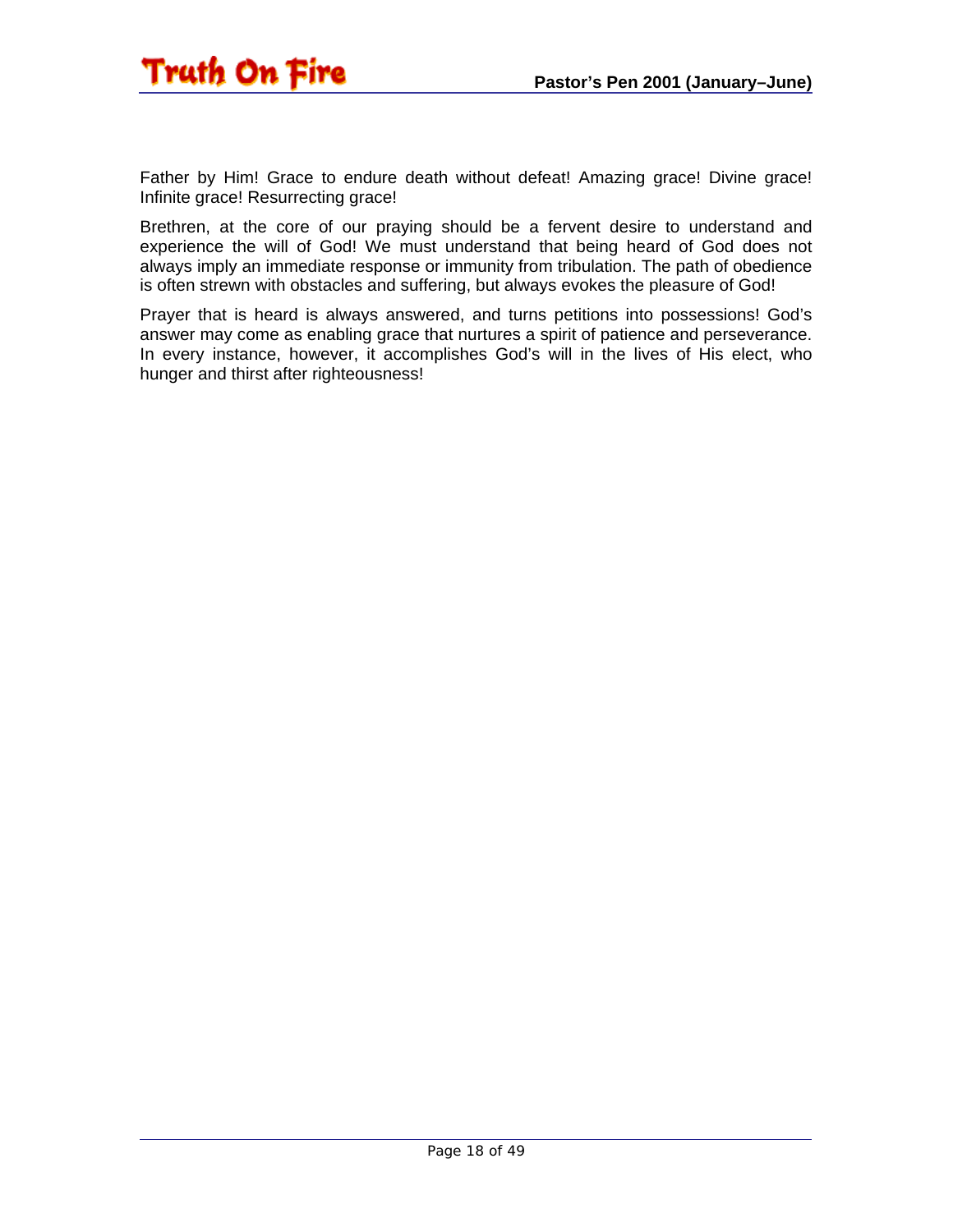Father by Him! Grace to endure death without defeat! Amazing grace! Divine grace! Infinite grace! Resurrecting grace!

Brethren, at the core of our praying should be a fervent desire to understand and experience the will of God! We must understand that being heard of God does not always imply an immediate response or immunity from tribulation. The path of obedience is often strewn with obstacles and suffering, but always evokes the pleasure of God!

Prayer that is heard is always answered, and turns petitions into possessions! God's answer may come as enabling grace that nurtures a spirit of patience and perseverance. In every instance, however, it accomplishes God's will in the lives of His elect, who hunger and thirst after righteousness!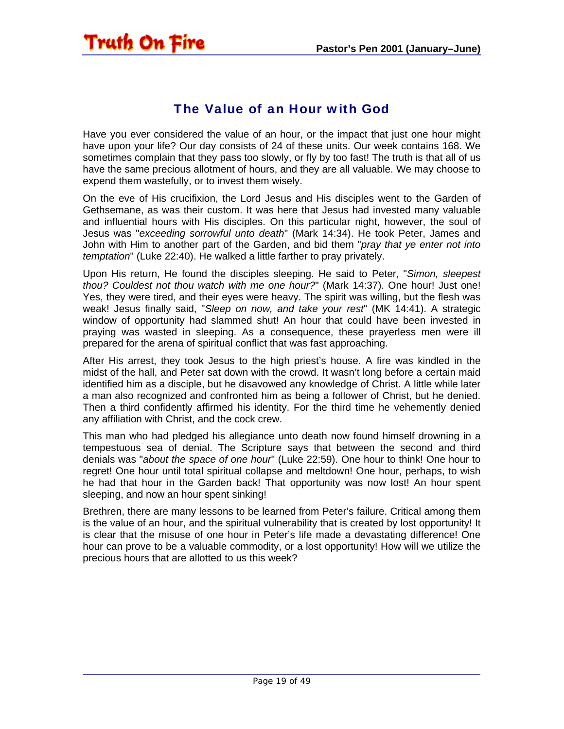## The Value of an Hour with God

Have you ever considered the value of an hour, or the impact that just one hour might have upon your life? Our day consists of 24 of these units. Our week contains 168. We sometimes complain that they pass too slowly, or fly by too fast! The truth is that all of us have the same precious allotment of hours, and they are all valuable. We may choose to expend them wastefully, or to invest them wisely.

On the eve of His crucifixion, the Lord Jesus and His disciples went to the Garden of Gethsemane, as was their custom. It was here that Jesus had invested many valuable and influential hours with His disciples. On this particular night, however, the soul of Jesus was "*exceeding sorrowful unto death*" (Mark 14:34). He took Peter, James and John with Him to another part of the Garden, and bid them "*pray that ye enter not into temptation*" (Luke 22:40). He walked a little farther to pray privately.

Upon His return, He found the disciples sleeping. He said to Peter, "*Simon, sleepest thou? Couldest not thou watch with me one hour?*" (Mark 14:37). One hour! Just one! Yes, they were tired, and their eyes were heavy. The spirit was willing, but the flesh was weak! Jesus finally said, "*Sleep on now, and take your rest*" (MK 14:41). A strategic window of opportunity had slammed shut! An hour that could have been invested in praying was wasted in sleeping. As a consequence, these prayerless men were ill prepared for the arena of spiritual conflict that was fast approaching.

After His arrest, they took Jesus to the high priest's house. A fire was kindled in the midst of the hall, and Peter sat down with the crowd. It wasn't long before a certain maid identified him as a disciple, but he disavowed any knowledge of Christ. A little while later a man also recognized and confronted him as being a follower of Christ, but he denied. Then a third confidently affirmed his identity. For the third time he vehemently denied any affiliation with Christ, and the cock crew.

This man who had pledged his allegiance unto death now found himself drowning in a tempestuous sea of denial. The Scripture says that between the second and third denials was "*about the space of one hour*" (Luke 22:59). One hour to think! One hour to regret! One hour until total spiritual collapse and meltdown! One hour, perhaps, to wish he had that hour in the Garden back! That opportunity was now lost! An hour spent sleeping, and now an hour spent sinking!

Brethren, there are many lessons to be learned from Peter's failure. Critical among them is the value of an hour, and the spiritual vulnerability that is created by lost opportunity! It is clear that the misuse of one hour in Peter's life made a devastating difference! One hour can prove to be a valuable commodity, or a lost opportunity! How will we utilize the precious hours that are allotted to us this week?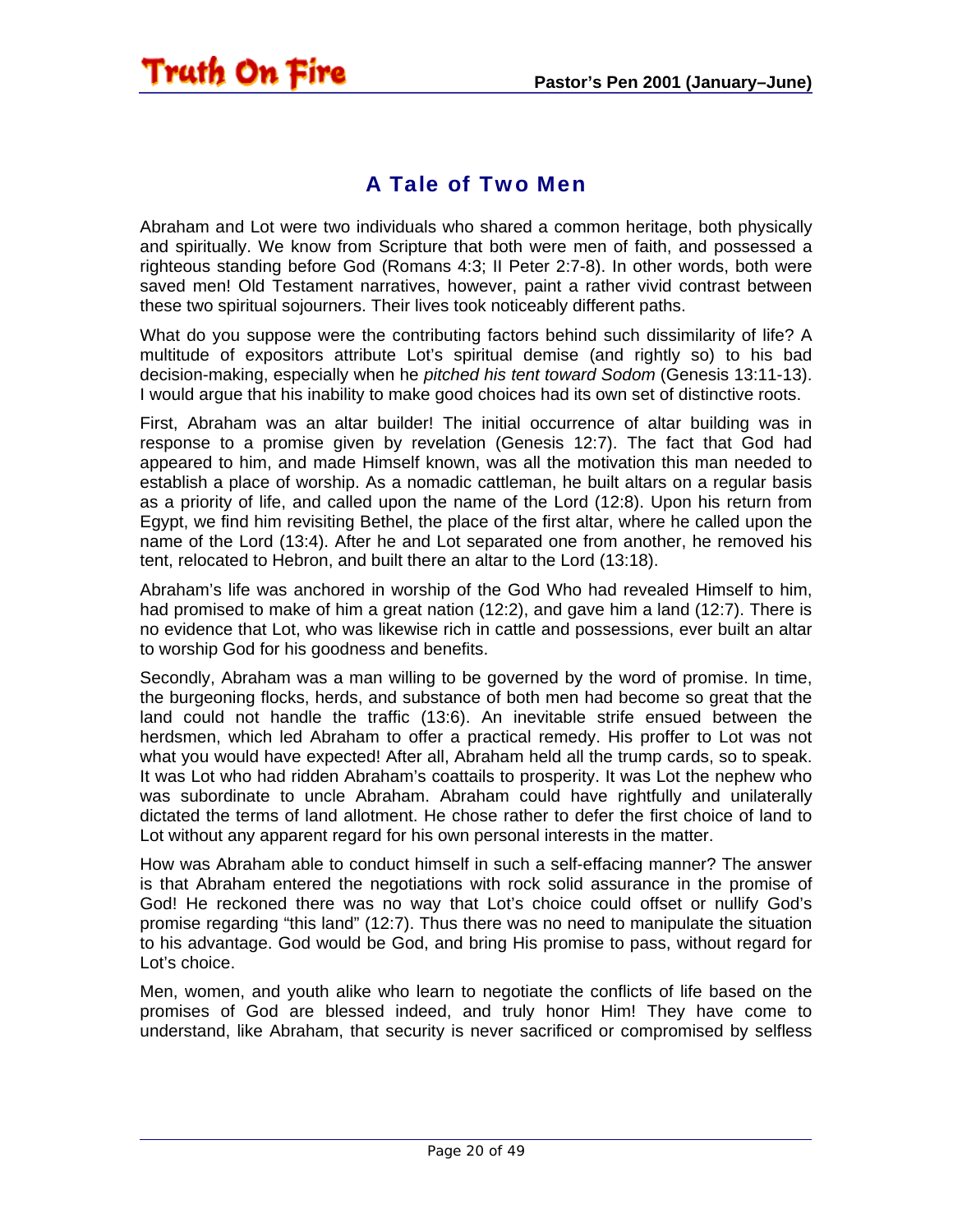## A Tale of Two Men

Abraham and Lot were two individuals who shared a common heritage, both physically and spiritually. We know from Scripture that both were men of faith, and possessed a righteous standing before God (Romans 4:3; II Peter 2:7-8). In other words, both were saved men! Old Testament narratives, however, paint a rather vivid contrast between these two spiritual sojourners. Their lives took noticeably different paths.

What do you suppose were the contributing factors behind such dissimilarity of life? A multitude of expositors attribute Lot's spiritual demise (and rightly so) to his bad decision-making, especially when he *pitched his tent toward Sodom* (Genesis 13:11-13). I would argue that his inability to make good choices had its own set of distinctive roots.

First, Abraham was an altar builder! The initial occurrence of altar building was in response to a promise given by revelation (Genesis 12:7). The fact that God had appeared to him, and made Himself known, was all the motivation this man needed to establish a place of worship. As a nomadic cattleman, he built altars on a regular basis as a priority of life, and called upon the name of the Lord (12:8). Upon his return from Egypt, we find him revisiting Bethel, the place of the first altar, where he called upon the name of the Lord (13:4). After he and Lot separated one from another, he removed his tent, relocated to Hebron, and built there an altar to the Lord (13:18).

Abraham's life was anchored in worship of the God Who had revealed Himself to him, had promised to make of him a great nation (12:2), and gave him a land (12:7). There is no evidence that Lot, who was likewise rich in cattle and possessions, ever built an altar to worship God for his goodness and benefits.

Secondly, Abraham was a man willing to be governed by the word of promise. In time, the burgeoning flocks, herds, and substance of both men had become so great that the land could not handle the traffic (13:6). An inevitable strife ensued between the herdsmen, which led Abraham to offer a practical remedy. His proffer to Lot was not what you would have expected! After all, Abraham held all the trump cards, so to speak. It was Lot who had ridden Abraham's coattails to prosperity. It was Lot the nephew who was subordinate to uncle Abraham. Abraham could have rightfully and unilaterally dictated the terms of land allotment. He chose rather to defer the first choice of land to Lot without any apparent regard for his own personal interests in the matter.

How was Abraham able to conduct himself in such a self-effacing manner? The answer is that Abraham entered the negotiations with rock solid assurance in the promise of God! He reckoned there was no way that Lot's choice could offset or nullify God's promise regarding "this land" (12:7). Thus there was no need to manipulate the situation to his advantage. God would be God, and bring His promise to pass, without regard for Lot's choice.

Men, women, and youth alike who learn to negotiate the conflicts of life based on the promises of God are blessed indeed, and truly honor Him! They have come to understand, like Abraham, that security is never sacrificed or compromised by selfless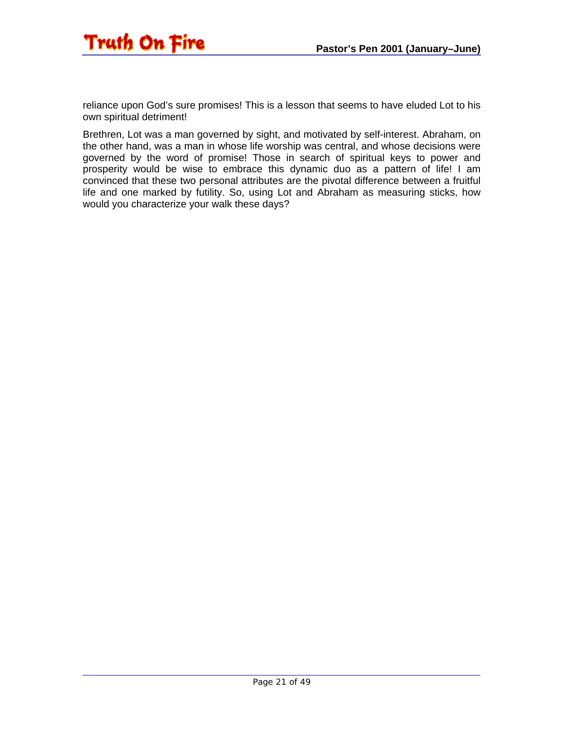reliance upon God's sure promises! This is a lesson that seems to have eluded Lot to his own spiritual detriment!

Brethren, Lot was a man governed by sight, and motivated by self-interest. Abraham, on the other hand, was a man in whose life worship was central, and whose decisions were governed by the word of promise! Those in search of spiritual keys to power and prosperity would be wise to embrace this dynamic duo as a pattern of life! I am convinced that these two personal attributes are the pivotal difference between a fruitful life and one marked by futility. So, using Lot and Abraham as measuring sticks, how would you characterize your walk these days?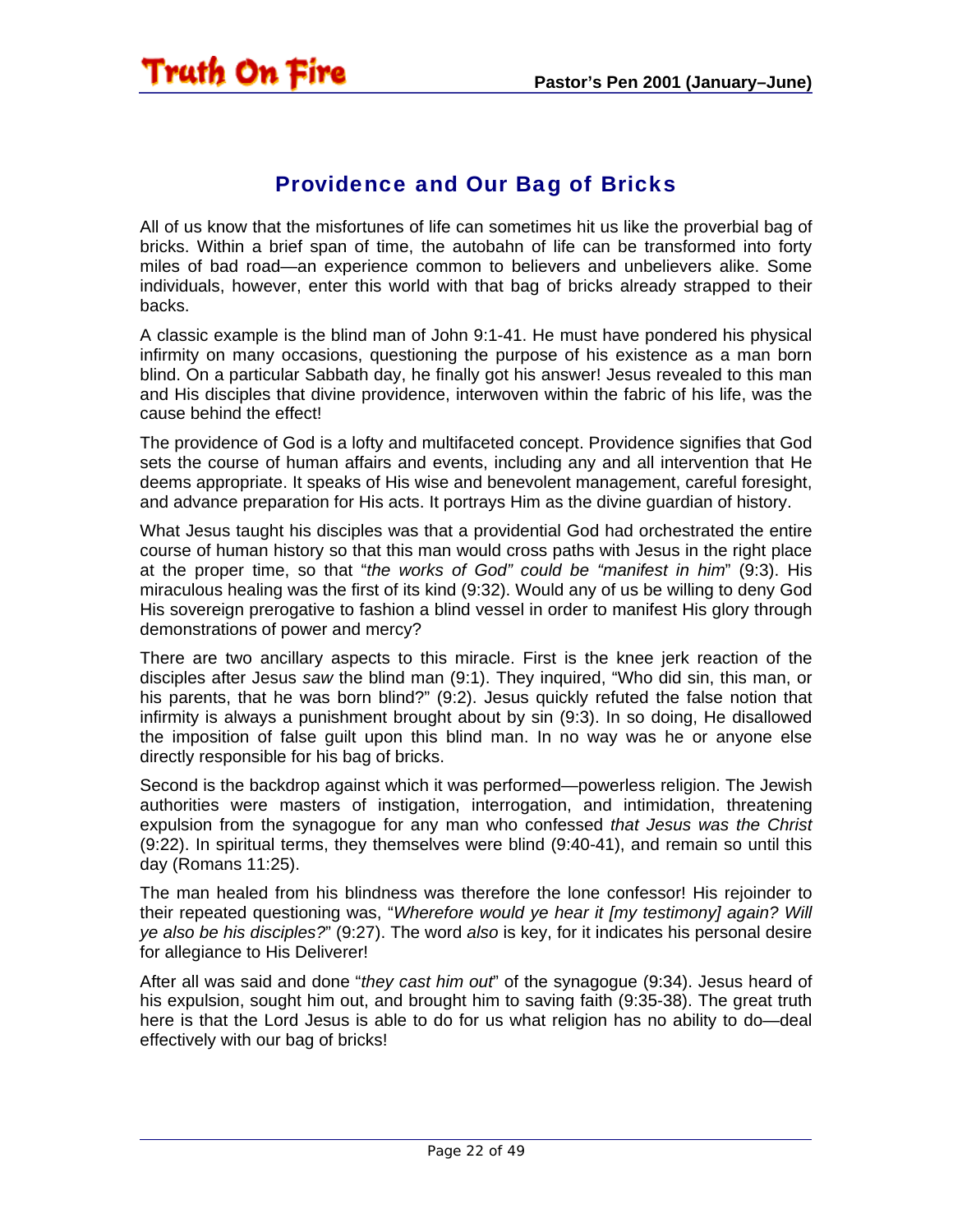## Providence and Our Bag of Bricks

All of us know that the misfortunes of life can sometimes hit us like the proverbial bag of bricks. Within a brief span of time, the autobahn of life can be transformed into forty miles of bad road—an experience common to believers and unbelievers alike. Some individuals, however, enter this world with that bag of bricks already strapped to their backs.

A classic example is the blind man of John 9:1-41. He must have pondered his physical infirmity on many occasions, questioning the purpose of his existence as a man born blind. On a particular Sabbath day, he finally got his answer! Jesus revealed to this man and His disciples that divine providence, interwoven within the fabric of his life, was the cause behind the effect!

The providence of God is a lofty and multifaceted concept. Providence signifies that God sets the course of human affairs and events, including any and all intervention that He deems appropriate. It speaks of His wise and benevolent management, careful foresight, and advance preparation for His acts. It portrays Him as the divine guardian of history.

What Jesus taught his disciples was that a providential God had orchestrated the entire course of human history so that this man would cross paths with Jesus in the right place at the proper time, so that "*the works of God" could be "manifest in him*" (9:3). His miraculous healing was the first of its kind (9:32). Would any of us be willing to deny God His sovereign prerogative to fashion a blind vessel in order to manifest His glory through demonstrations of power and mercy?

There are two ancillary aspects to this miracle. First is the knee jerk reaction of the disciples after Jesus *saw* the blind man (9:1). They inquired, "Who did sin, this man, or his parents, that he was born blind?" (9:2). Jesus quickly refuted the false notion that infirmity is always a punishment brought about by sin (9:3). In so doing, He disallowed the imposition of false guilt upon this blind man. In no way was he or anyone else directly responsible for his bag of bricks.

Second is the backdrop against which it was performed—powerless religion. The Jewish authorities were masters of instigation, interrogation, and intimidation, threatening expulsion from the synagogue for any man who confessed *that Jesus was the Christ* (9:22). In spiritual terms, they themselves were blind (9:40-41), and remain so until this day (Romans 11:25).

The man healed from his blindness was therefore the lone confessor! His rejoinder to their repeated questioning was, "*Wherefore would ye hear it [my testimony] again? Will ye also be his disciples?*" (9:27). The word *also* is key, for it indicates his personal desire for allegiance to His Deliverer!

After all was said and done "*they cast him out*" of the synagogue (9:34). Jesus heard of his expulsion, sought him out, and brought him to saving faith (9:35-38). The great truth here is that the Lord Jesus is able to do for us what religion has no ability to do—deal effectively with our bag of bricks!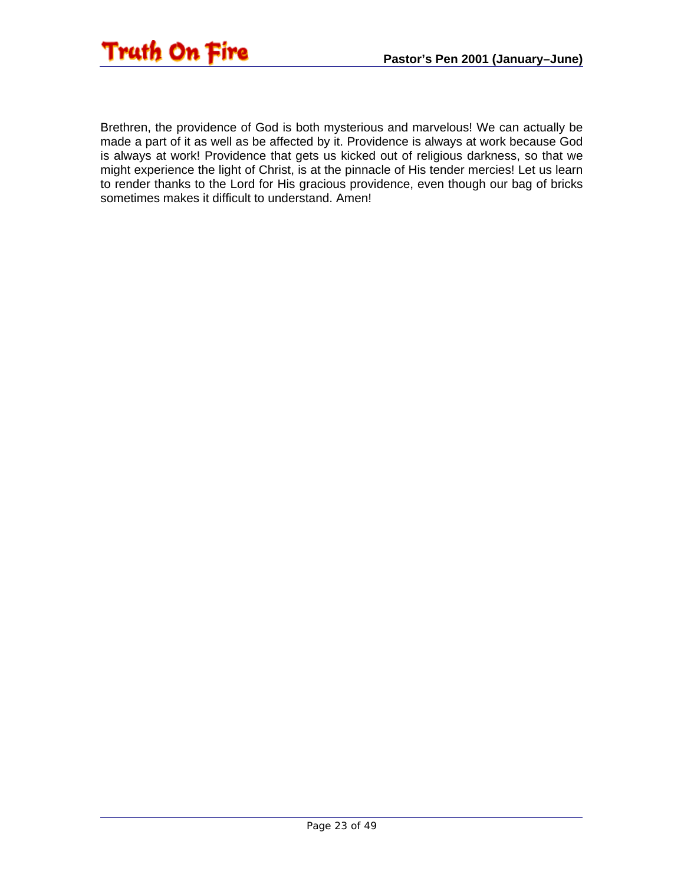Brethren, the providence of God is both mysterious and marvelous! We can actually be made a part of it as well as be affected by it. Providence is always at work because God is always at work! Providence that gets us kicked out of religious darkness, so that we might experience the light of Christ, is at the pinnacle of His tender mercies! Let us learn to render thanks to the Lord for His gracious providence, even though our bag of bricks sometimes makes it difficult to understand. Amen!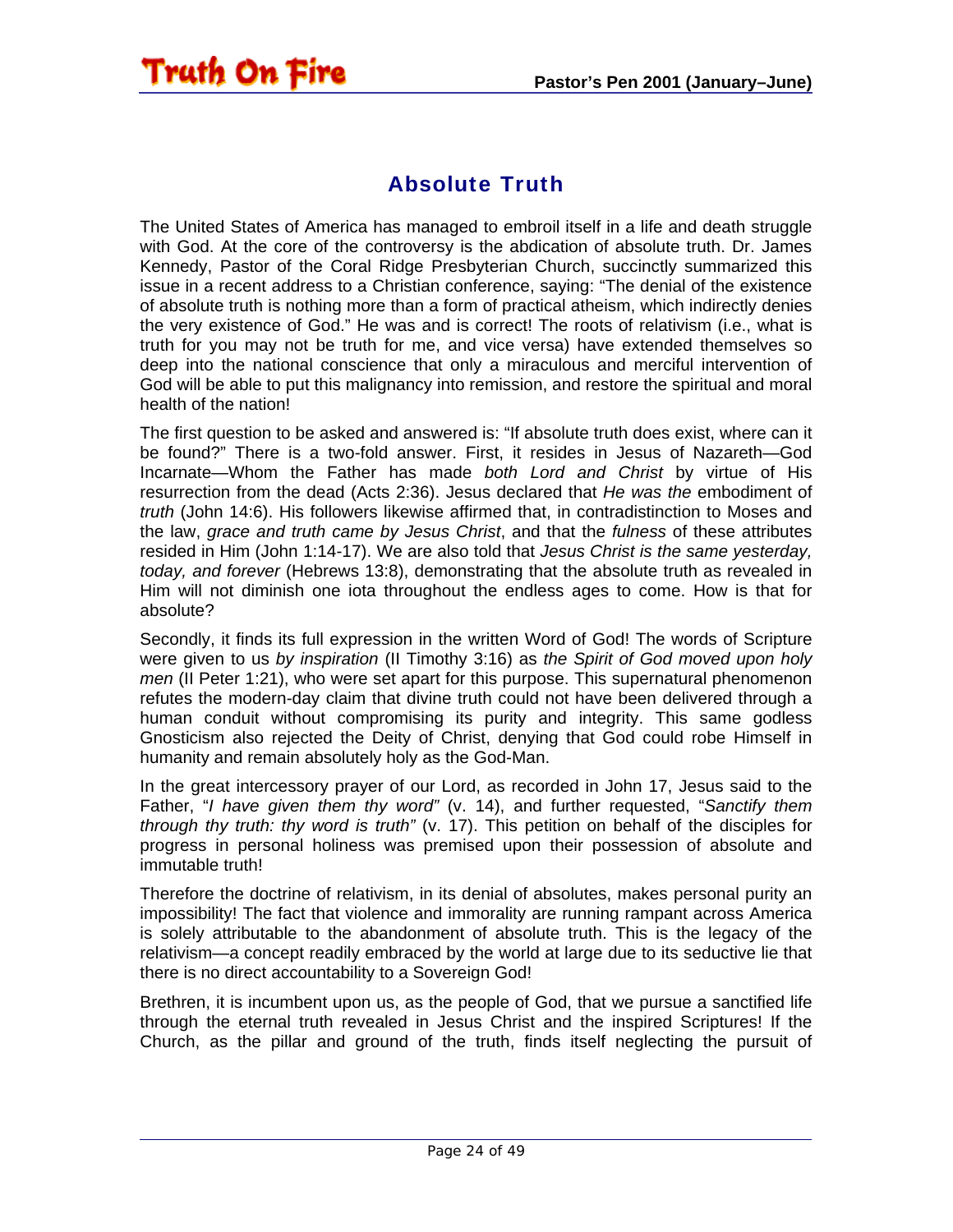## Absolute Truth

The United States of America has managed to embroil itself in a life and death struggle with God. At the core of the controversy is the abdication of absolute truth. Dr. James Kennedy, Pastor of the Coral Ridge Presbyterian Church, succinctly summarized this issue in a recent address to a Christian conference, saying: "The denial of the existence of absolute truth is nothing more than a form of practical atheism, which indirectly denies the very existence of God." He was and is correct! The roots of relativism (i.e., what is truth for you may not be truth for me, and vice versa) have extended themselves so deep into the national conscience that only a miraculous and merciful intervention of God will be able to put this malignancy into remission, and restore the spiritual and moral health of the nation!

The first question to be asked and answered is: "If absolute truth does exist, where can it be found?" There is a two-fold answer. First, it resides in Jesus of Nazareth—God Incarnate—Whom the Father has made *both Lord and Christ* by virtue of His resurrection from the dead (Acts 2:36). Jesus declared that *He was the* embodiment of *truth* (John 14:6). His followers likewise affirmed that, in contradistinction to Moses and the law, *grace and truth came by Jesus Christ*, and that the *fulness* of these attributes resided in Him (John 1:14-17). We are also told that *Jesus Christ is the same yesterday, today, and forever* (Hebrews 13:8), demonstrating that the absolute truth as revealed in Him will not diminish one iota throughout the endless ages to come. How is that for absolute?

Secondly, it finds its full expression in the written Word of God! The words of Scripture were given to us *by inspiration* (II Timothy 3:16) as *the Spirit of God moved upon holy men* (II Peter 1:21), who were set apart for this purpose. This supernatural phenomenon refutes the modern-day claim that divine truth could not have been delivered through a human conduit without compromising its purity and integrity. This same godless Gnosticism also rejected the Deity of Christ, denying that God could robe Himself in humanity and remain absolutely holy as the God-Man.

In the great intercessory prayer of our Lord, as recorded in John 17, Jesus said to the Father, "*I have given them thy word"* (v. 14), and further requested, "*Sanctify them through thy truth: thy word is truth"* (v. 17). This petition on behalf of the disciples for progress in personal holiness was premised upon their possession of absolute and immutable truth!

Therefore the doctrine of relativism, in its denial of absolutes, makes personal purity an impossibility! The fact that violence and immorality are running rampant across America is solely attributable to the abandonment of absolute truth. This is the legacy of the relativism—a concept readily embraced by the world at large due to its seductive lie that there is no direct accountability to a Sovereign God!

Brethren, it is incumbent upon us, as the people of God, that we pursue a sanctified life through the eternal truth revealed in Jesus Christ and the inspired Scriptures! If the Church, as the pillar and ground of the truth, finds itself neglecting the pursuit of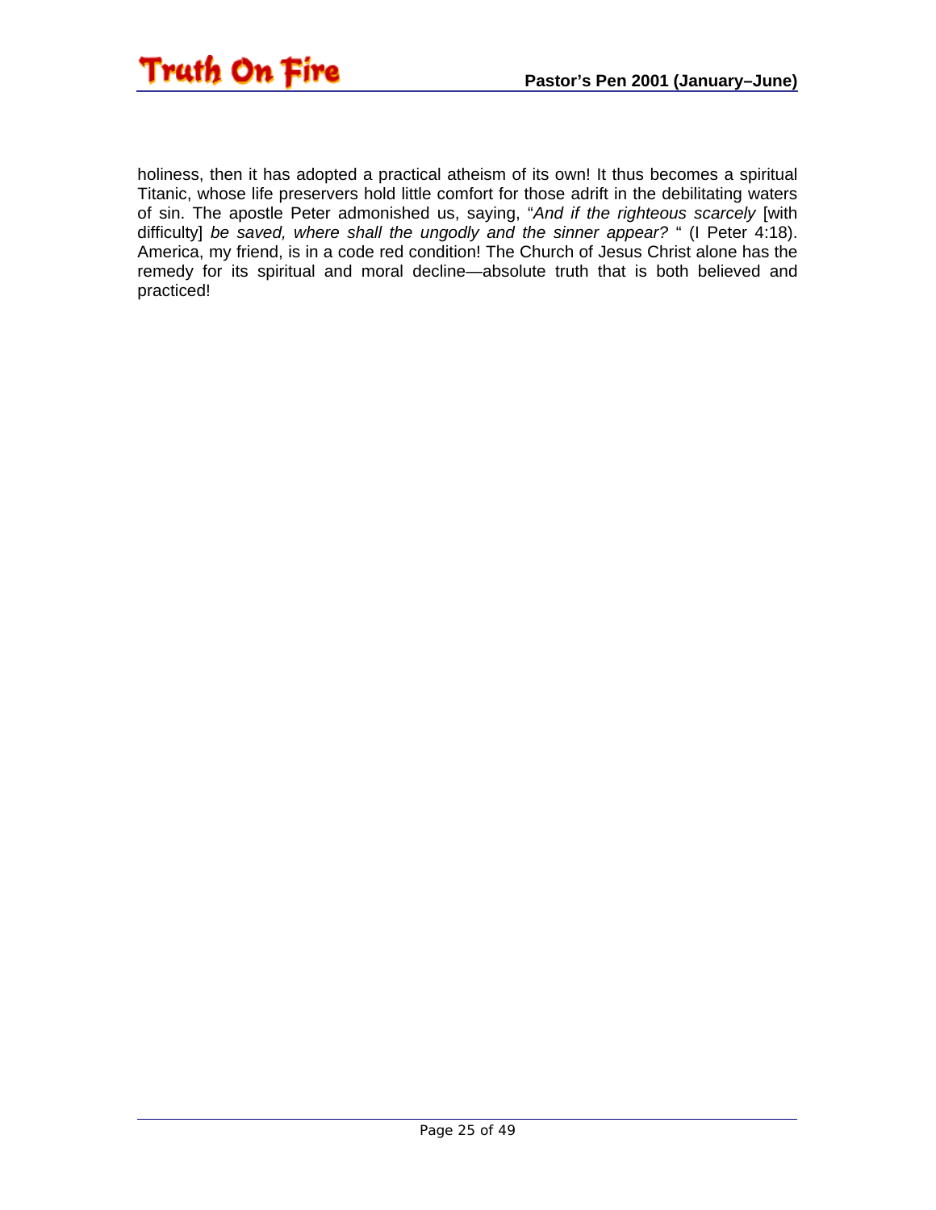holiness, then it has adopted a practical atheism of its own! It thus becomes a spiritual Titanic, whose life preservers hold little comfort for those adrift in the debilitating waters of sin. The apostle Peter admonished us, saying, "*And if the righteous scarcely* [with difficulty] *be saved, where shall the ungodly and the sinner appear?* " (I Peter 4:18). America, my friend, is in a code red condition! The Church of Jesus Christ alone has the remedy for its spiritual and moral decline—absolute truth that is both believed and practiced!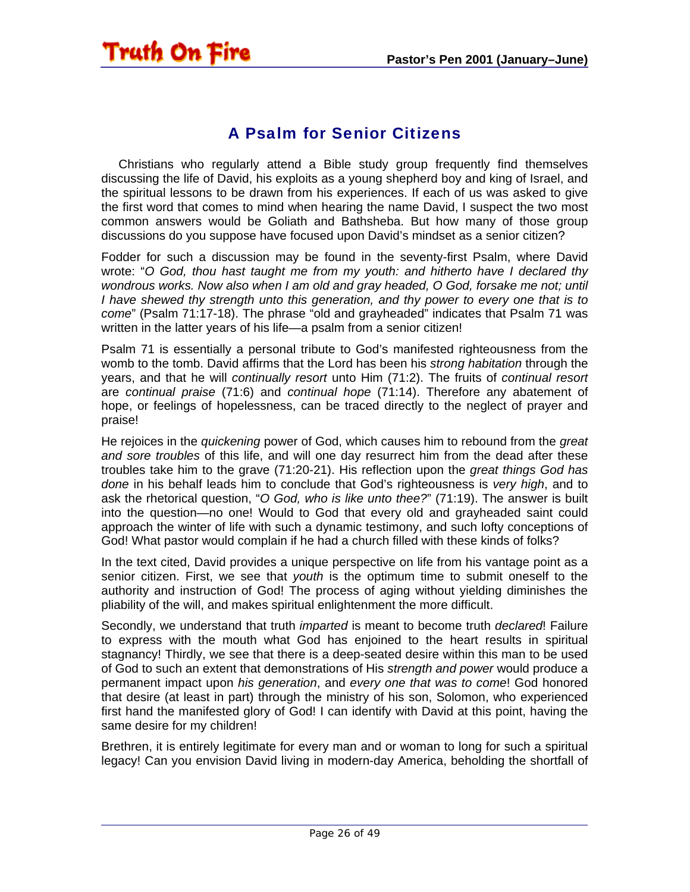## A Psalm for Senior Citizens

Christians who regularly attend a Bible study group frequently find themselves discussing the life of David, his exploits as a young shepherd boy and king of Israel, and the spiritual lessons to be drawn from his experiences. If each of us was asked to give the first word that comes to mind when hearing the name David, I suspect the two most common answers would be Goliath and Bathsheba. But how many of those group discussions do you suppose have focused upon David's mindset as a senior citizen?

Fodder for such a discussion may be found in the seventy-first Psalm, where David wrote: "*O God, thou hast taught me from my youth: and hitherto have I declared thy wondrous works. Now also when I am old and gray headed, O God, forsake me not; until I have shewed thy strength unto this generation, and thy power to every one that is to come*" (Psalm 71:17-18). The phrase "old and grayheaded" indicates that Psalm 71 was written in the latter years of his life—a psalm from a senior citizen!

Psalm 71 is essentially a personal tribute to God's manifested righteousness from the womb to the tomb. David affirms that the Lord has been his *strong habitation* through the years, and that he will *continually resort* unto Him (71:2). The fruits of *continual resort* are *continual praise* (71:6) and *continual hope* (71:14). Therefore any abatement of hope, or feelings of hopelessness, can be traced directly to the neglect of prayer and praise!

He rejoices in the *quickening* power of God, which causes him to rebound from the *great and sore troubles* of this life, and will one day resurrect him from the dead after these troubles take him to the grave (71:20-21). His reflection upon the *great things God has done* in his behalf leads him to conclude that God's righteousness is *very high*, and to ask the rhetorical question, "*O God, who is like unto thee?*" (71:19). The answer is built into the question—no one! Would to God that every old and grayheaded saint could approach the winter of life with such a dynamic testimony, and such lofty conceptions of God! What pastor would complain if he had a church filled with these kinds of folks?

In the text cited, David provides a unique perspective on life from his vantage point as a senior citizen. First, we see that *youth* is the optimum time to submit oneself to the authority and instruction of God! The process of aging without yielding diminishes the pliability of the will, and makes spiritual enlightenment the more difficult.

Secondly, we understand that truth *imparted* is meant to become truth *declared*! Failure to express with the mouth what God has enjoined to the heart results in spiritual stagnancy! Thirdly, we see that there is a deep-seated desire within this man to be used of God to such an extent that demonstrations of His *strength and power* would produce a permanent impact upon *his generation*, and *every one that was to come*! God honored that desire (at least in part) through the ministry of his son, Solomon, who experienced first hand the manifested glory of God! I can identify with David at this point, having the same desire for my children!

Brethren, it is entirely legitimate for every man and or woman to long for such a spiritual legacy! Can you envision David living in modern-day America, beholding the shortfall of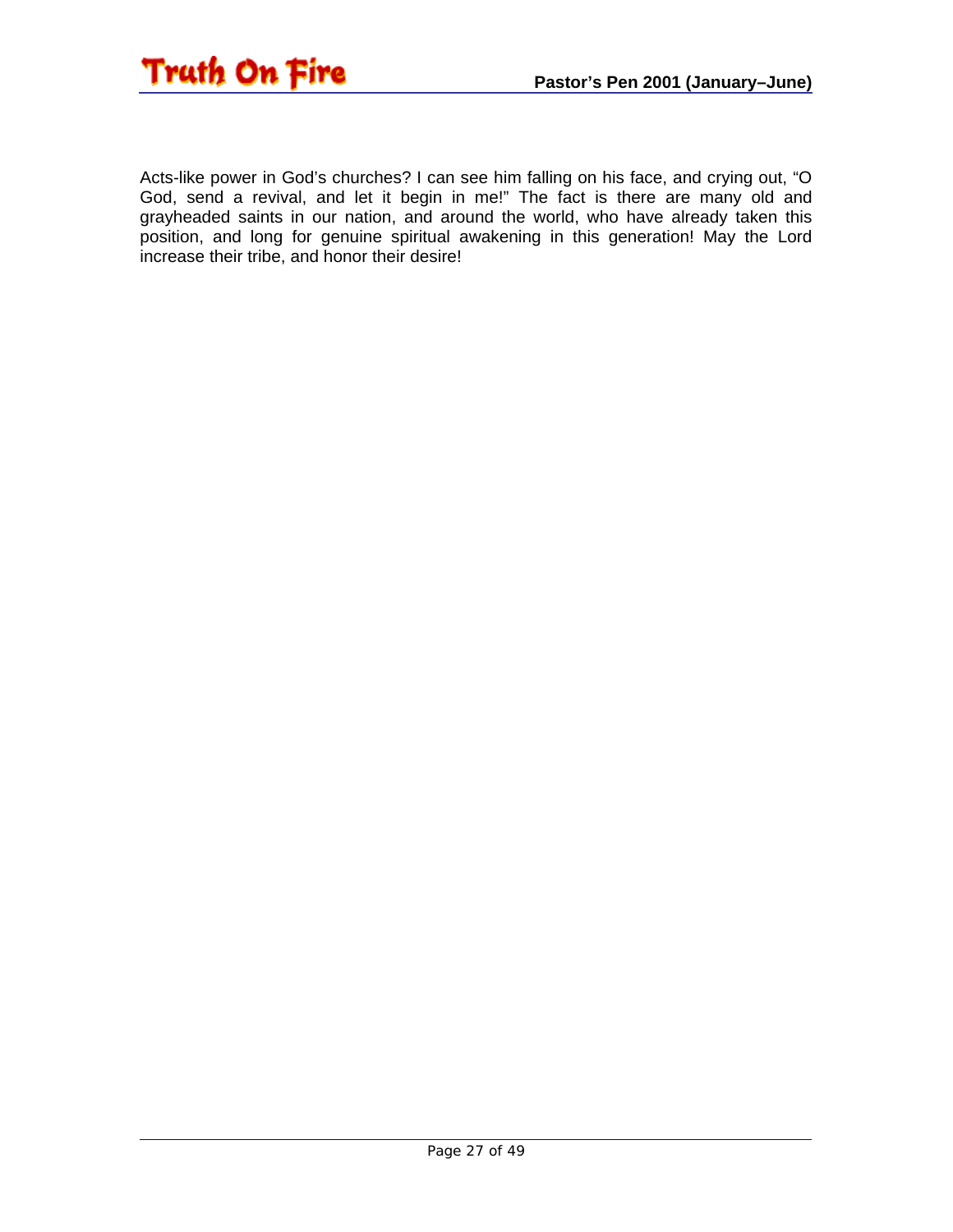Acts-like power in God's churches? I can see him falling on his face, and crying out, "O God, send a revival, and let it begin in me!" The fact is there are many old and grayheaded saints in our nation, and around the world, who have already taken this position, and long for genuine spiritual awakening in this generation! May the Lord increase their tribe, and honor their desire!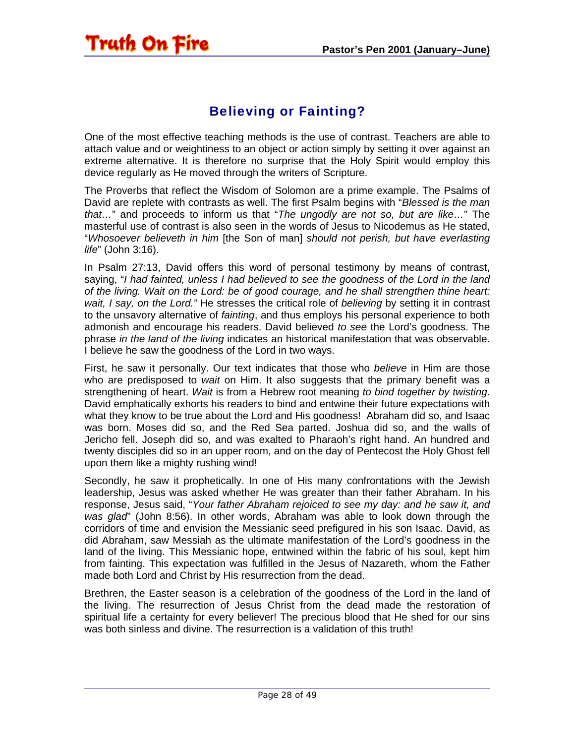# Believing or Fainting?

One of the most effective teaching methods is the use of contrast. Teachers are able to attach value and or weightiness to an object or action simply by setting it over against an extreme alternative. It is therefore no surprise that the Holy Spirit would employ this device regularly as He moved through the writers of Scripture.

The Proverbs that reflect the Wisdom of Solomon are a prime example. The Psalms of David are replete with contrasts as well. The first Psalm begins with "*Blessed is the man that…*" and proceeds to inform us that "*The ungodly are not so, but are like…*" The masterful use of contrast is also seen in the words of Jesus to Nicodemus as He stated, "*Whosoever believeth in him* [the Son of man] *should not perish, but have everlasting life*" (John 3:16).

In Psalm 27:13, David offers this word of personal testimony by means of contrast, saying, "*I had fainted, unless I had believed to see the goodness of the Lord in the land of the living. Wait on the Lord: be of good courage, and he shall strengthen thine heart: wait, I say, on the Lord."* He stresses the critical role of *believing* by setting it in contrast to the unsavory alternative of *fainting*, and thus employs his personal experience to both admonish and encourage his readers. David believed *to see* the Lord's goodness. The phrase *in the land of the living* indicates an historical manifestation that was observable. I believe he saw the goodness of the Lord in two ways.

First, he saw it personally. Our text indicates that those who *believe* in Him are those who are predisposed to *wait* on Him. It also suggests that the primary benefit was a strengthening of heart. *Wait* is from a Hebrew root meaning *to bind together by twisting*. David emphatically exhorts his readers to bind and entwine their future expectations with what they know to be true about the Lord and His goodness! Abraham did so, and Isaac was born. Moses did so, and the Red Sea parted. Joshua did so, and the walls of Jericho fell. Joseph did so, and was exalted to Pharaoh's right hand. An hundred and twenty disciples did so in an upper room, and on the day of Pentecost the Holy Ghost fell upon them like a mighty rushing wind!

Secondly, he saw it prophetically. In one of His many confrontations with the Jewish leadership, Jesus was asked whether He was greater than their father Abraham. In his response, Jesus said, "*Your father Abraham rejoiced to see my day: and he saw it, and was glad*" (John 8:56). In other words, Abraham was able to look down through the corridors of time and envision the Messianic seed prefigured in his son Isaac. David, as did Abraham, saw Messiah as the ultimate manifestation of the Lord's goodness in the land of the living. This Messianic hope, entwined within the fabric of his soul, kept him from fainting. This expectation was fulfilled in the Jesus of Nazareth, whom the Father made both Lord and Christ by His resurrection from the dead.

Brethren, the Easter season is a celebration of the goodness of the Lord in the land of the living. The resurrection of Jesus Christ from the dead made the restoration of spiritual life a certainty for every believer! The precious blood that He shed for our sins was both sinless and divine. The resurrection is a validation of this truth!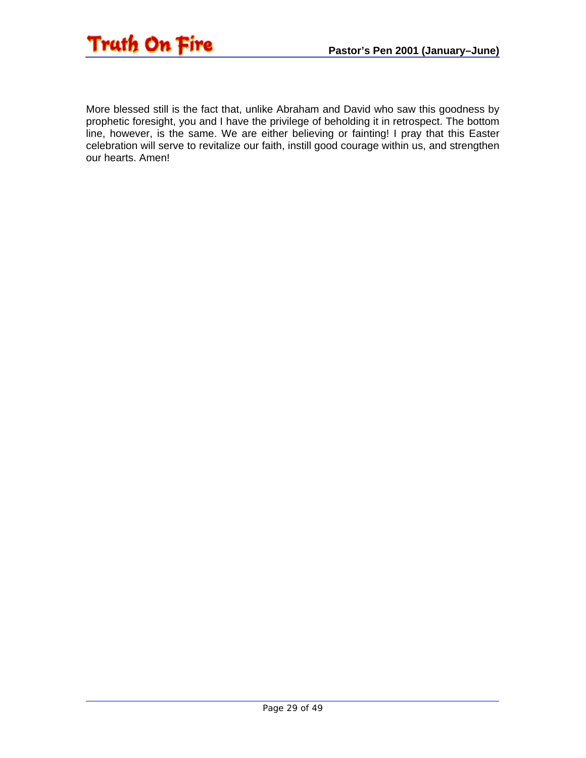More blessed still is the fact that, unlike Abraham and David who saw this goodness by prophetic foresight, you and I have the privilege of beholding it in retrospect. The bottom line, however, is the same. We are either believing or fainting! I pray that this Easter celebration will serve to revitalize our faith, instill good courage within us, and strengthen our hearts. Amen!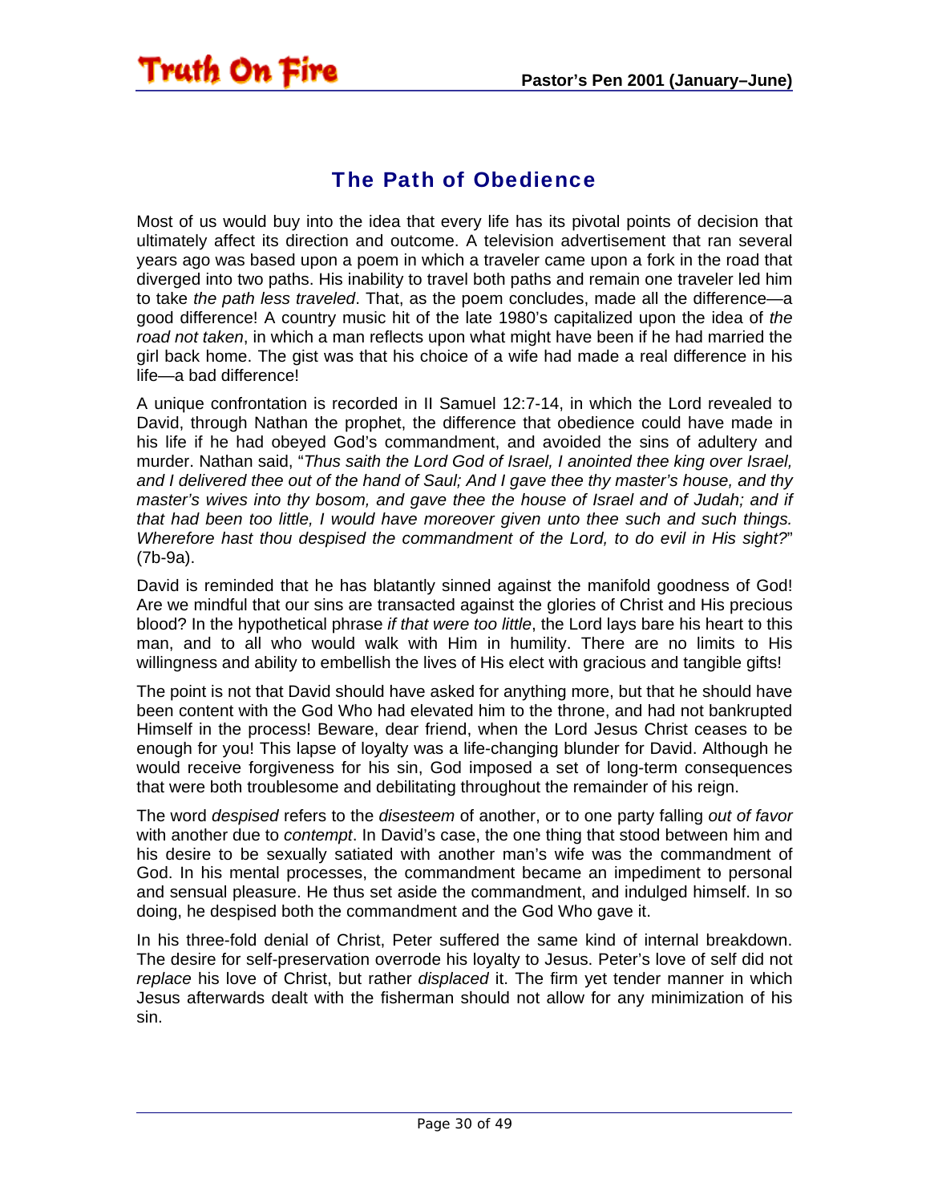## The Path of Obedience

Most of us would buy into the idea that every life has its pivotal points of decision that ultimately affect its direction and outcome. A television advertisement that ran several years ago was based upon a poem in which a traveler came upon a fork in the road that diverged into two paths. His inability to travel both paths and remain one traveler led him to take *the path less traveled*. That, as the poem concludes, made all the difference—a good difference! A country music hit of the late 1980's capitalized upon the idea of *the road not taken*, in which a man reflects upon what might have been if he had married the girl back home. The gist was that his choice of a wife had made a real difference in his life—a bad difference!

A unique confrontation is recorded in II Samuel 12:7-14, in which the Lord revealed to David, through Nathan the prophet, the difference that obedience could have made in his life if he had obeyed God's commandment, and avoided the sins of adultery and murder. Nathan said, "*Thus saith the Lord God of Israel, I anointed thee king over Israel, and I delivered thee out of the hand of Saul; And I gave thee thy master's house, and thy master's wives into thy bosom, and gave thee the house of Israel and of Judah; and if that had been too little, I would have moreover given unto thee such and such things. Wherefore hast thou despised the commandment of the Lord, to do evil in His sight?*" (7b-9a).

David is reminded that he has blatantly sinned against the manifold goodness of God! Are we mindful that our sins are transacted against the glories of Christ and His precious blood? In the hypothetical phrase *if that were too little*, the Lord lays bare his heart to this man, and to all who would walk with Him in humility. There are no limits to His willingness and ability to embellish the lives of His elect with gracious and tangible gifts!

The point is not that David should have asked for anything more, but that he should have been content with the God Who had elevated him to the throne, and had not bankrupted Himself in the process! Beware, dear friend, when the Lord Jesus Christ ceases to be enough for you! This lapse of loyalty was a life-changing blunder for David. Although he would receive forgiveness for his sin, God imposed a set of long-term consequences that were both troublesome and debilitating throughout the remainder of his reign.

The word *despised* refers to the *disesteem* of another, or to one party falling *out of favor* with another due to *contempt*. In David's case, the one thing that stood between him and his desire to be sexually satiated with another man's wife was the commandment of God. In his mental processes, the commandment became an impediment to personal and sensual pleasure. He thus set aside the commandment, and indulged himself. In so doing, he despised both the commandment and the God Who gave it.

In his three-fold denial of Christ, Peter suffered the same kind of internal breakdown. The desire for self-preservation overrode his loyalty to Jesus. Peter's love of self did not *replace* his love of Christ, but rather *displaced* it. The firm yet tender manner in which Jesus afterwards dealt with the fisherman should not allow for any minimization of his sin.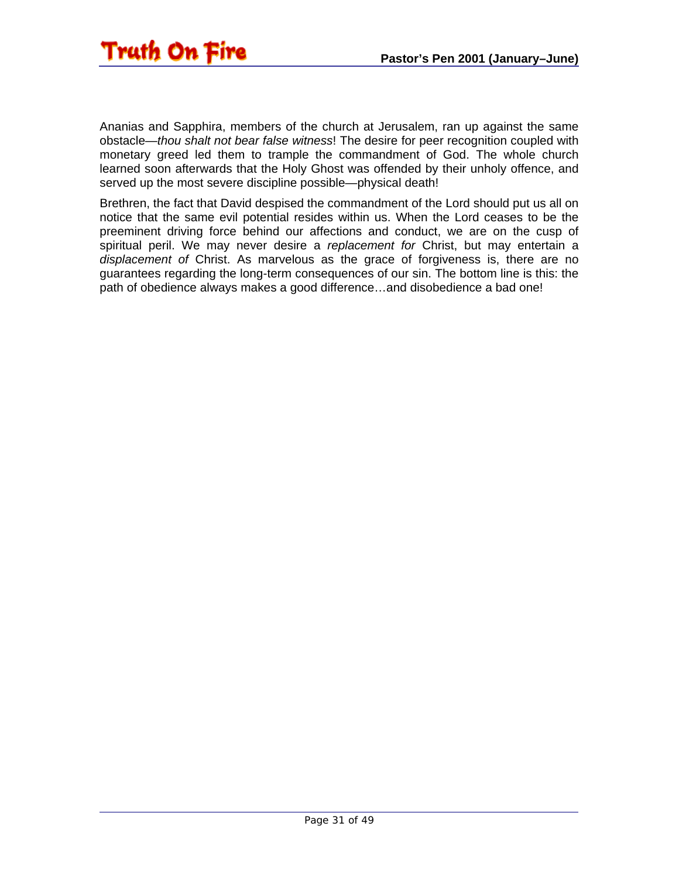Ananias and Sapphira, members of the church at Jerusalem, ran up against the same obstacle—*thou shalt not bear false witness*! The desire for peer recognition coupled with monetary greed led them to trample the commandment of God. The whole church learned soon afterwards that the Holy Ghost was offended by their unholy offence, and served up the most severe discipline possible—physical death!

Brethren, the fact that David despised the commandment of the Lord should put us all on notice that the same evil potential resides within us. When the Lord ceases to be the preeminent driving force behind our affections and conduct, we are on the cusp of spiritual peril. We may never desire a *replacement for* Christ, but may entertain a *displacement of* Christ. As marvelous as the grace of forgiveness is, there are no guarantees regarding the long-term consequences of our sin. The bottom line is this: the path of obedience always makes a good difference…and disobedience a bad one!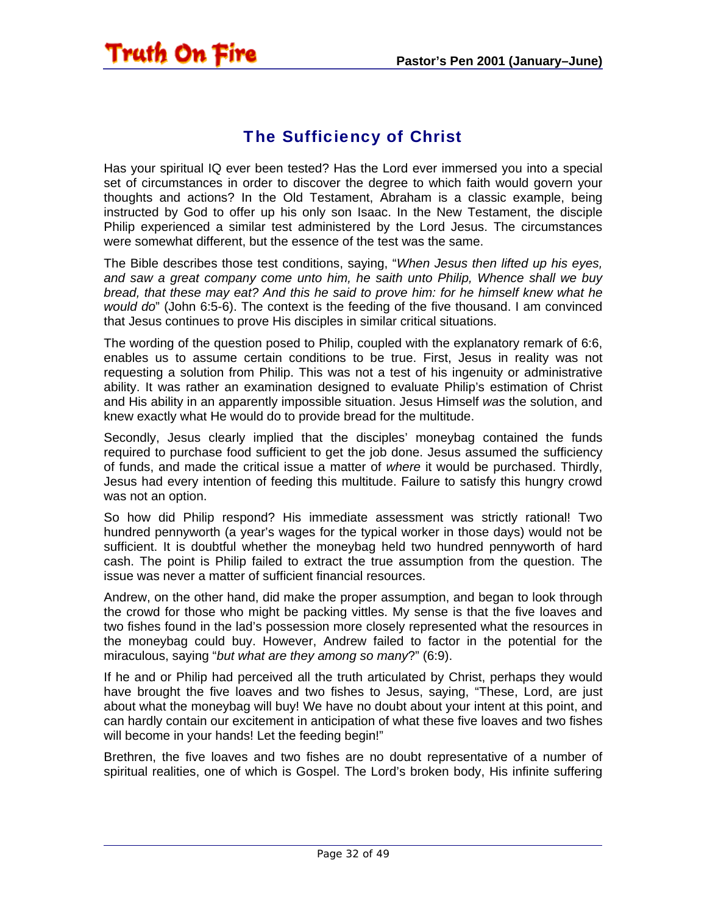## The Sufficiency of Christ

Has your spiritual IQ ever been tested? Has the Lord ever immersed you into a special set of circumstances in order to discover the degree to which faith would govern your thoughts and actions? In the Old Testament, Abraham is a classic example, being instructed by God to offer up his only son Isaac. In the New Testament, the disciple Philip experienced a similar test administered by the Lord Jesus. The circumstances were somewhat different, but the essence of the test was the same.

The Bible describes those test conditions, saying, "*When Jesus then lifted up his eyes, and saw a great company come unto him, he saith unto Philip, Whence shall we buy bread, that these may eat? And this he said to prove him: for he himself knew what he would do*" (John 6:5-6). The context is the feeding of the five thousand. I am convinced that Jesus continues to prove His disciples in similar critical situations.

The wording of the question posed to Philip, coupled with the explanatory remark of 6:6, enables us to assume certain conditions to be true. First, Jesus in reality was not requesting a solution from Philip. This was not a test of his ingenuity or administrative ability. It was rather an examination designed to evaluate Philip's estimation of Christ and His ability in an apparently impossible situation. Jesus Himself *was* the solution, and knew exactly what He would do to provide bread for the multitude.

Secondly, Jesus clearly implied that the disciples' moneybag contained the funds required to purchase food sufficient to get the job done. Jesus assumed the sufficiency of funds, and made the critical issue a matter of *where* it would be purchased. Thirdly, Jesus had every intention of feeding this multitude. Failure to satisfy this hungry crowd was not an option.

So how did Philip respond? His immediate assessment was strictly rational! Two hundred pennyworth (a year's wages for the typical worker in those days) would not be sufficient. It is doubtful whether the moneybag held two hundred pennyworth of hard cash. The point is Philip failed to extract the true assumption from the question. The issue was never a matter of sufficient financial resources.

Andrew, on the other hand, did make the proper assumption, and began to look through the crowd for those who might be packing vittles. My sense is that the five loaves and two fishes found in the lad's possession more closely represented what the resources in the moneybag could buy. However, Andrew failed to factor in the potential for the miraculous, saying "*but what are they among so many*?" (6:9).

If he and or Philip had perceived all the truth articulated by Christ, perhaps they would have brought the five loaves and two fishes to Jesus, saying, "These, Lord, are just about what the moneybag will buy! We have no doubt about your intent at this point, and can hardly contain our excitement in anticipation of what these five loaves and two fishes will become in your hands! Let the feeding begin!"

Brethren, the five loaves and two fishes are no doubt representative of a number of spiritual realities, one of which is Gospel. The Lord's broken body, His infinite suffering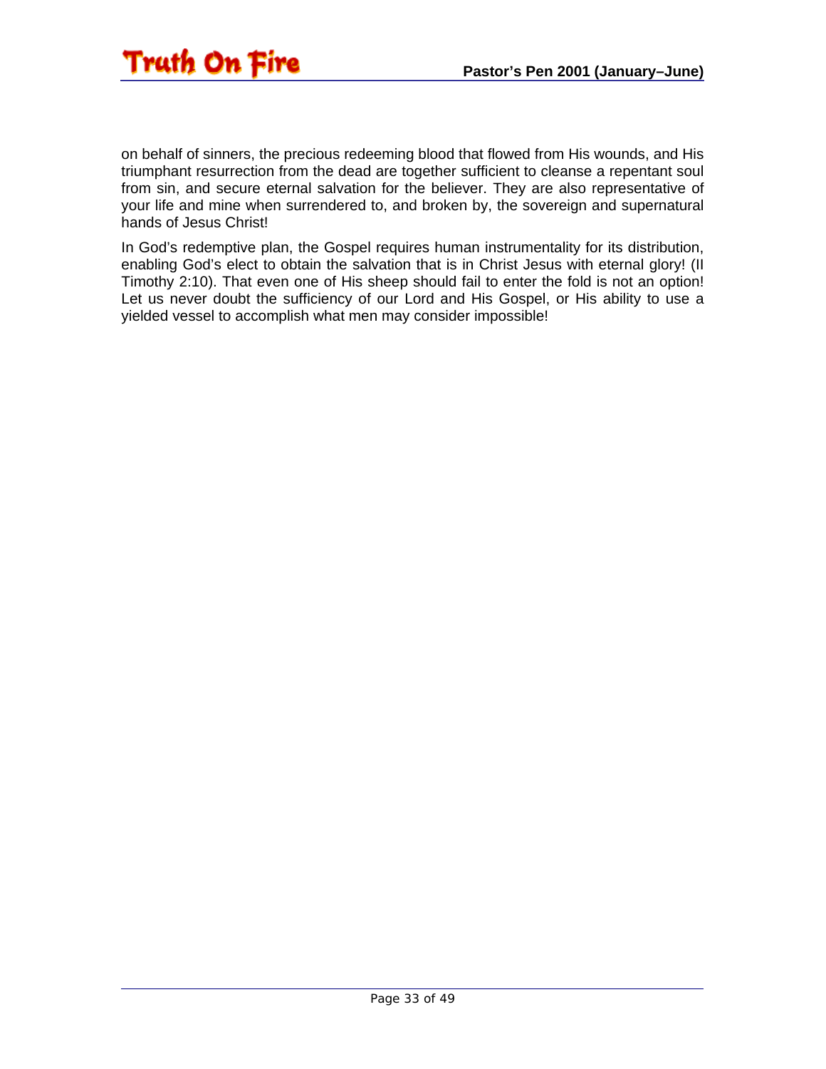on behalf of sinners, the precious redeeming blood that flowed from His wounds, and His triumphant resurrection from the dead are together sufficient to cleanse a repentant soul from sin, and secure eternal salvation for the believer. They are also representative of your life and mine when surrendered to, and broken by, the sovereign and supernatural hands of Jesus Christ!

In God's redemptive plan, the Gospel requires human instrumentality for its distribution, enabling God's elect to obtain the salvation that is in Christ Jesus with eternal glory! (II Timothy 2:10). That even one of His sheep should fail to enter the fold is not an option! Let us never doubt the sufficiency of our Lord and His Gospel, or His ability to use a yielded vessel to accomplish what men may consider impossible!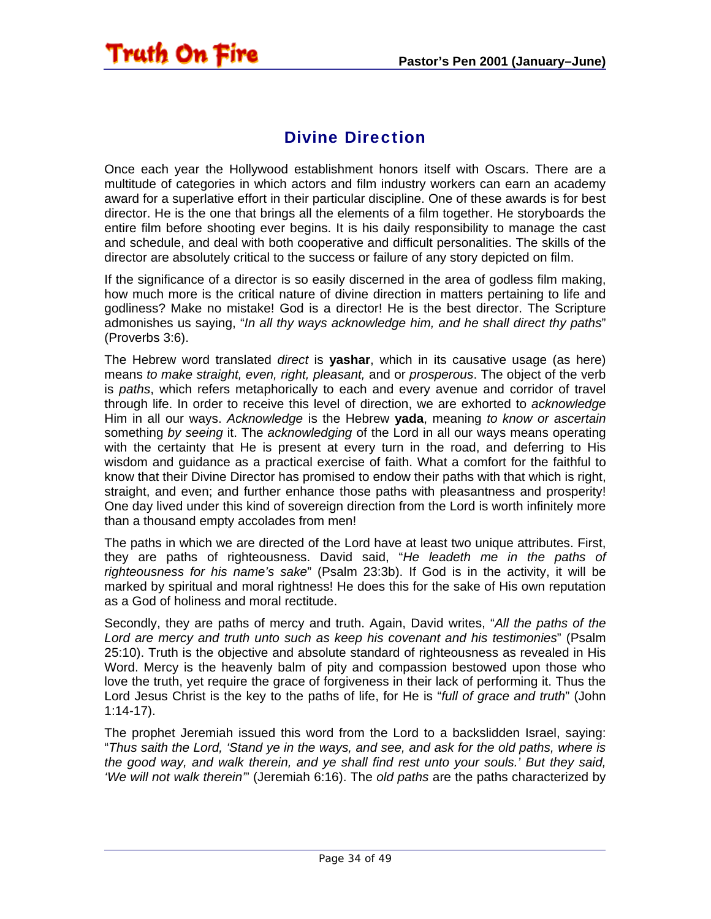# Divine Direction

Once each year the Hollywood establishment honors itself with Oscars. There are a multitude of categories in which actors and film industry workers can earn an academy award for a superlative effort in their particular discipline. One of these awards is for best director. He is the one that brings all the elements of a film together. He storyboards the entire film before shooting ever begins. It is his daily responsibility to manage the cast and schedule, and deal with both cooperative and difficult personalities. The skills of the director are absolutely critical to the success or failure of any story depicted on film.

If the significance of a director is so easily discerned in the area of godless film making, how much more is the critical nature of divine direction in matters pertaining to life and godliness? Make no mistake! God is a director! He is the best director. The Scripture admonishes us saying, "*In all thy ways acknowledge him, and he shall direct thy paths*" (Proverbs 3:6).

The Hebrew word translated *direct* is **yashar**, which in its causative usage (as here) means *to make straight, even, right, pleasant,* and or *prosperous*. The object of the verb is *paths*, which refers metaphorically to each and every avenue and corridor of travel through life. In order to receive this level of direction, we are exhorted to *acknowledge* Him in all our ways. *Acknowledge* is the Hebrew **yada**, meaning *to know or ascertain* something *by seeing* it. The *acknowledging* of the Lord in all our ways means operating with the certainty that He is present at every turn in the road, and deferring to His wisdom and guidance as a practical exercise of faith. What a comfort for the faithful to know that their Divine Director has promised to endow their paths with that which is right, straight, and even; and further enhance those paths with pleasantness and prosperity! One day lived under this kind of sovereign direction from the Lord is worth infinitely more than a thousand empty accolades from men!

The paths in which we are directed of the Lord have at least two unique attributes. First, they are paths of righteousness. David said, "*He leadeth me in the paths of righteousness for his name's sake*" (Psalm 23:3b). If God is in the activity, it will be marked by spiritual and moral rightness! He does this for the sake of His own reputation as a God of holiness and moral rectitude.

Secondly, they are paths of mercy and truth. Again, David writes, "*All the paths of the Lord are mercy and truth unto such as keep his covenant and his testimonies*" (Psalm 25:10). Truth is the objective and absolute standard of righteousness as revealed in His Word. Mercy is the heavenly balm of pity and compassion bestowed upon those who love the truth, yet require the grace of forgiveness in their lack of performing it. Thus the Lord Jesus Christ is the key to the paths of life, for He is "*full of grace and truth*" (John 1:14-17).

The prophet Jeremiah issued this word from the Lord to a backslidden Israel, saying: "*Thus saith the Lord, 'Stand ye in the ways, and see, and ask for the old paths, where is the good way, and walk therein, and ye shall find rest unto your souls.' But they said, 'We will not walk therein'*" (Jeremiah 6:16). The *old paths* are the paths characterized by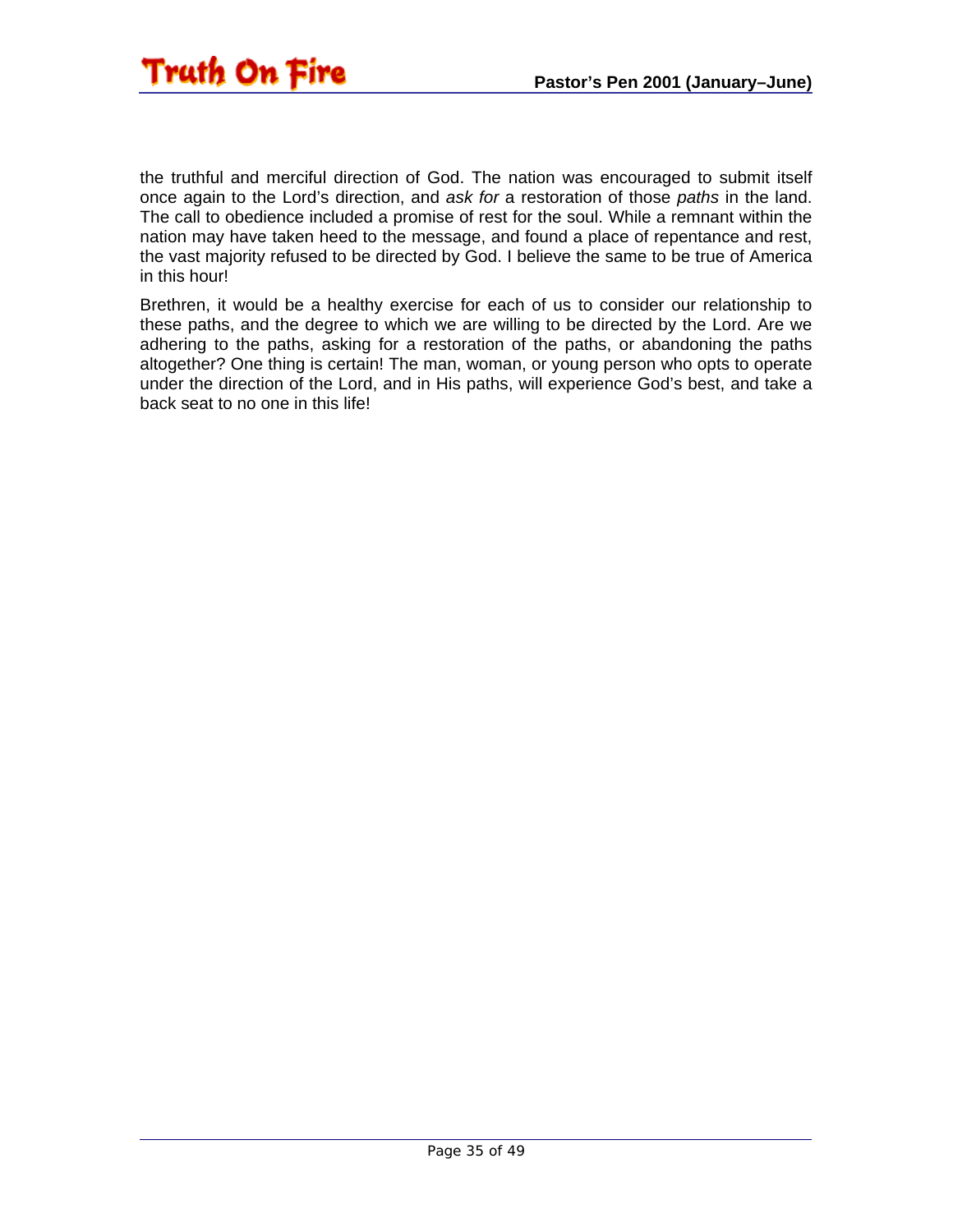the truthful and merciful direction of God. The nation was encouraged to submit itself once again to the Lord's direction, and *ask for* a restoration of those *paths* in the land. The call to obedience included a promise of rest for the soul. While a remnant within the nation may have taken heed to the message, and found a place of repentance and rest, the vast majority refused to be directed by God. I believe the same to be true of America in this hour!

Brethren, it would be a healthy exercise for each of us to consider our relationship to these paths, and the degree to which we are willing to be directed by the Lord. Are we adhering to the paths, asking for a restoration of the paths, or abandoning the paths altogether? One thing is certain! The man, woman, or young person who opts to operate under the direction of the Lord, and in His paths, will experience God's best, and take a back seat to no one in this life!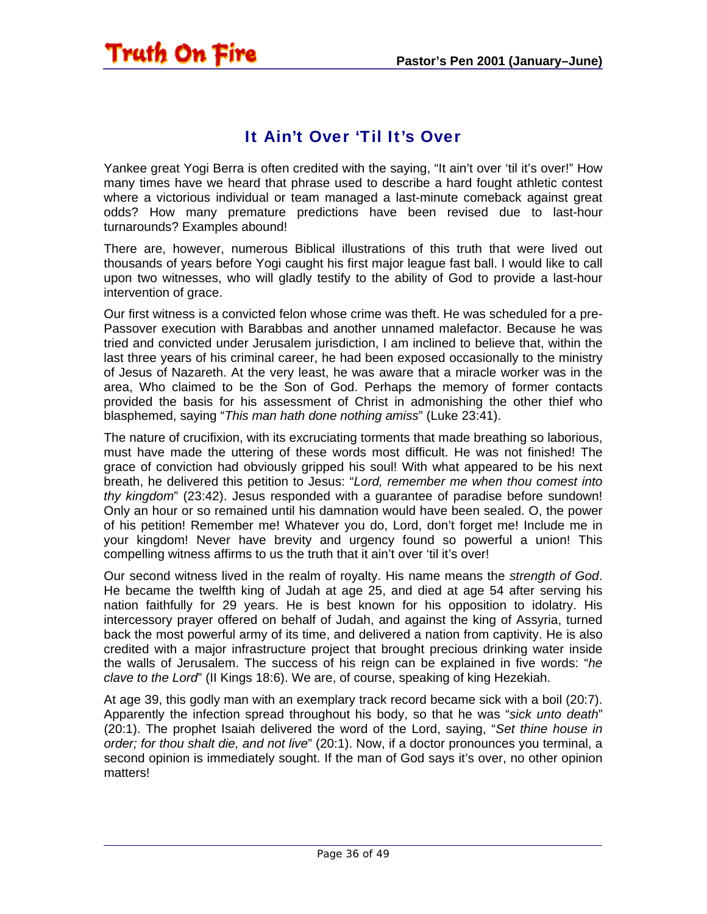## It Ain't Over 'Til It's Over

Yankee great Yogi Berra is often credited with the saying, "It ain't over 'til it's over!" How many times have we heard that phrase used to describe a hard fought athletic contest where a victorious individual or team managed a last-minute comeback against great odds? How many premature predictions have been revised due to last-hour turnarounds? Examples abound!

There are, however, numerous Biblical illustrations of this truth that were lived out thousands of years before Yogi caught his first major league fast ball. I would like to call upon two witnesses, who will gladly testify to the ability of God to provide a last-hour intervention of grace.

Our first witness is a convicted felon whose crime was theft. He was scheduled for a pre-Passover execution with Barabbas and another unnamed malefactor. Because he was tried and convicted under Jerusalem jurisdiction, I am inclined to believe that, within the last three years of his criminal career, he had been exposed occasionally to the ministry of Jesus of Nazareth. At the very least, he was aware that a miracle worker was in the area, Who claimed to be the Son of God. Perhaps the memory of former contacts provided the basis for his assessment of Christ in admonishing the other thief who blasphemed, saying "*This man hath done nothing amiss*" (Luke 23:41).

The nature of crucifixion, with its excruciating torments that made breathing so laborious, must have made the uttering of these words most difficult. He was not finished! The grace of conviction had obviously gripped his soul! With what appeared to be his next breath, he delivered this petition to Jesus: "*Lord, remember me when thou comest into thy kingdom*" (23:42). Jesus responded with a guarantee of paradise before sundown! Only an hour or so remained until his damnation would have been sealed. O, the power of his petition! Remember me! Whatever you do, Lord, don't forget me! Include me in your kingdom! Never have brevity and urgency found so powerful a union! This compelling witness affirms to us the truth that it ain't over 'til it's over!

Our second witness lived in the realm of royalty. His name means the *strength of God*. He became the twelfth king of Judah at age 25, and died at age 54 after serving his nation faithfully for 29 years. He is best known for his opposition to idolatry. His intercessory prayer offered on behalf of Judah, and against the king of Assyria, turned back the most powerful army of its time, and delivered a nation from captivity. He is also credited with a major infrastructure project that brought precious drinking water inside the walls of Jerusalem. The success of his reign can be explained in five words: "*he clave to the Lord*" (II Kings 18:6). We are, of course, speaking of king Hezekiah.

At age 39, this godly man with an exemplary track record became sick with a boil (20:7). Apparently the infection spread throughout his body, so that he was "*sick unto death*" (20:1). The prophet Isaiah delivered the word of the Lord, saying, "*Set thine house in order; for thou shalt die, and not live*" (20:1). Now, if a doctor pronounces you terminal, a second opinion is immediately sought. If the man of God says it's over, no other opinion matters!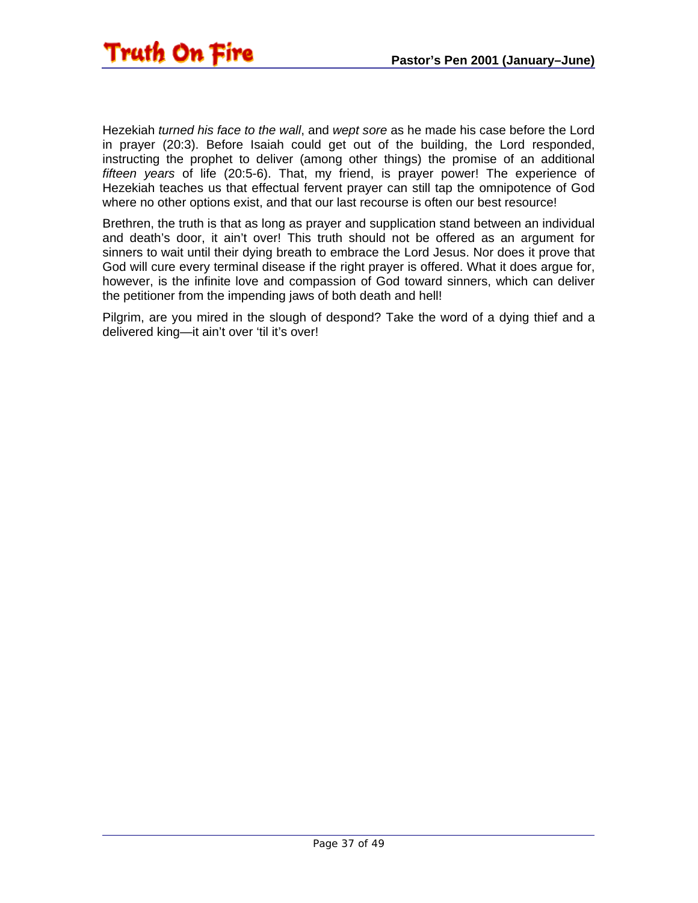Hezekiah *turned his face to the wall*, and *wept sore* as he made his case before the Lord in prayer (20:3). Before Isaiah could get out of the building, the Lord responded, instructing the prophet to deliver (among other things) the promise of an additional *fifteen years* of life (20:5-6). That, my friend, is prayer power! The experience of Hezekiah teaches us that effectual fervent prayer can still tap the omnipotence of God where no other options exist, and that our last recourse is often our best resource!

Brethren, the truth is that as long as prayer and supplication stand between an individual and death's door, it ain't over! This truth should not be offered as an argument for sinners to wait until their dying breath to embrace the Lord Jesus. Nor does it prove that God will cure every terminal disease if the right prayer is offered. What it does argue for, however, is the infinite love and compassion of God toward sinners, which can deliver the petitioner from the impending jaws of both death and hell!

Pilgrim, are you mired in the slough of despond? Take the word of a dying thief and a delivered king—it ain't over 'til it's over!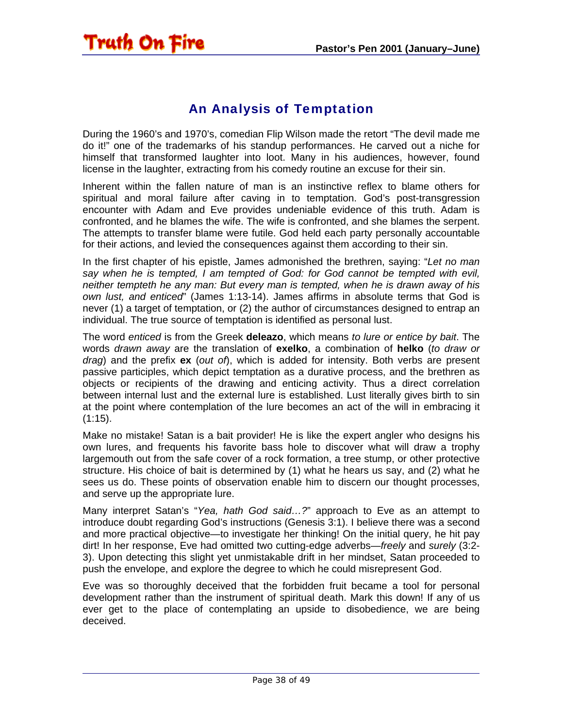## An Analysis of Temptation

During the 1960's and 1970's, comedian Flip Wilson made the retort "The devil made me do it!" one of the trademarks of his standup performances. He carved out a niche for himself that transformed laughter into loot. Many in his audiences, however, found license in the laughter, extracting from his comedy routine an excuse for their sin.

Inherent within the fallen nature of man is an instinctive reflex to blame others for spiritual and moral failure after caving in to temptation. God's post-transgression encounter with Adam and Eve provides undeniable evidence of this truth. Adam is confronted, and he blames the wife. The wife is confronted, and she blames the serpent. The attempts to transfer blame were futile. God held each party personally accountable for their actions, and levied the consequences against them according to their sin.

In the first chapter of his epistle, James admonished the brethren, saying: "*Let no man say when he is tempted, I am tempted of God: for God cannot be tempted with evil, neither tempteth he any man: But every man is tempted, when he is drawn away of his own lust, and enticed*" (James 1:13-14). James affirms in absolute terms that God is never (1) a target of temptation, or (2) the author of circumstances designed to entrap an individual. The true source of temptation is identified as personal lust.

The word *enticed* is from the Greek **deleazo**, which means *to lure or entice by bait*. The words *drawn away* are the translation of **exelko**, a combination of **helko** (*to draw or drag*) and the prefix **ex** (*out of*), which is added for intensity. Both verbs are present passive participles, which depict temptation as a durative process, and the brethren as objects or recipients of the drawing and enticing activity. Thus a direct correlation between internal lust and the external lure is established. Lust literally gives birth to sin at the point where contemplation of the lure becomes an act of the will in embracing it (1:15).

Make no mistake! Satan is a bait provider! He is like the expert angler who designs his own lures, and frequents his favorite bass hole to discover what will draw a trophy largemouth out from the safe cover of a rock formation, a tree stump, or other protective structure. His choice of bait is determined by (1) what he hears us say, and (2) what he sees us do. These points of observation enable him to discern our thought processes, and serve up the appropriate lure.

Many interpret Satan's "*Yea, hath God said…?*" approach to Eve as an attempt to introduce doubt regarding God's instructions (Genesis 3:1). I believe there was a second and more practical objective—to investigate her thinking! On the initial query, he hit pay dirt! In her response, Eve had omitted two cutting-edge adverbs—*freely* and *surely* (3:2-3). Upon detecting this slight yet unmistakable drift in her mindset, Satan proceeded to push the envelope, and explore the degree to which he could misrepresent God.

Eve was so thoroughly deceived that the forbidden fruit became a tool for personal development rather than the instrument of spiritual death. Mark this down! If any of us ever get to the place of contemplating an upside to disobedience, we are being deceived.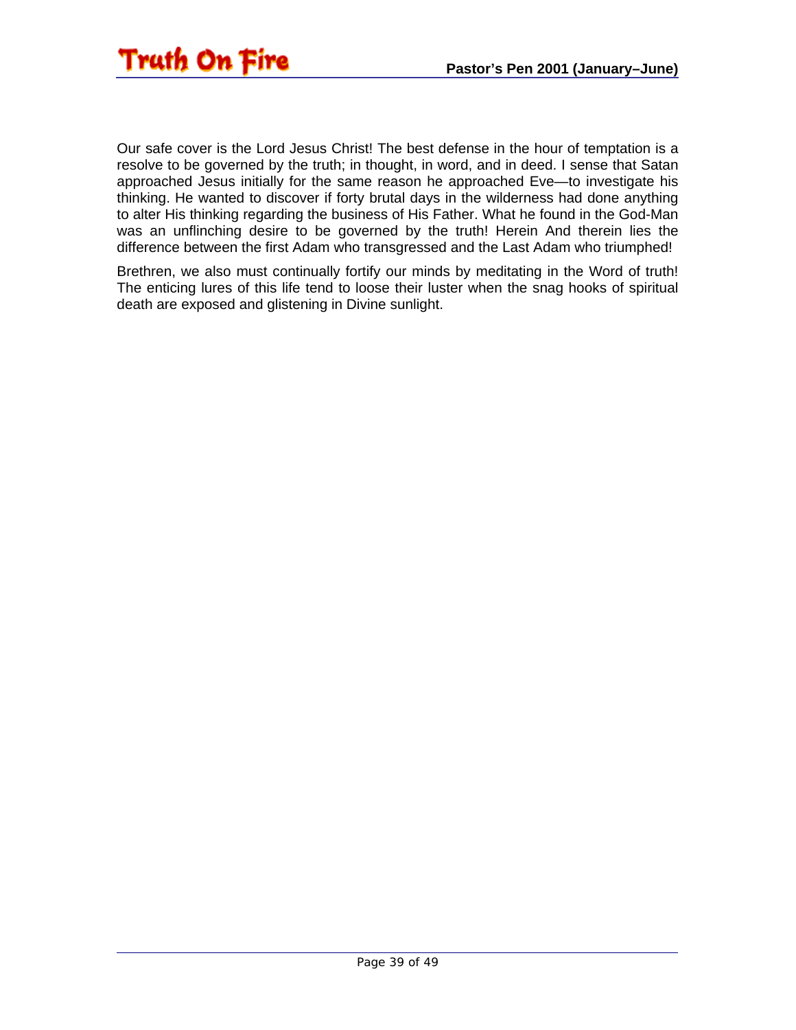Our safe cover is the Lord Jesus Christ! The best defense in the hour of temptation is a resolve to be governed by the truth; in thought, in word, and in deed. I sense that Satan approached Jesus initially for the same reason he approached Eve—to investigate his thinking. He wanted to discover if forty brutal days in the wilderness had done anything to alter His thinking regarding the business of His Father. What he found in the God-Man was an unflinching desire to be governed by the truth! Herein And therein lies the difference between the first Adam who transgressed and the Last Adam who triumphed!

Brethren, we also must continually fortify our minds by meditating in the Word of truth! The enticing lures of this life tend to loose their luster when the snag hooks of spiritual death are exposed and glistening in Divine sunlight.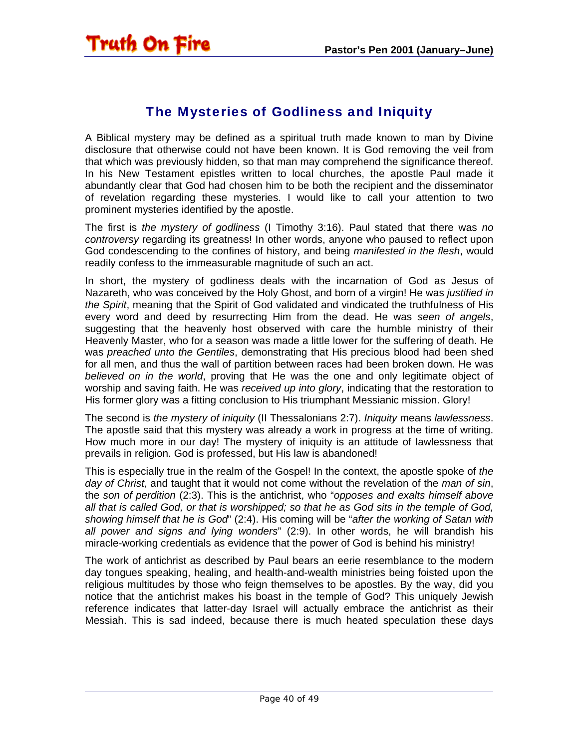## The Mysteries of Godliness and Iniquity

A Biblical mystery may be defined as a spiritual truth made known to man by Divine disclosure that otherwise could not have been known. It is God removing the veil from that which was previously hidden, so that man may comprehend the significance thereof. In his New Testament epistles written to local churches, the apostle Paul made it abundantly clear that God had chosen him to be both the recipient and the disseminator of revelation regarding these mysteries. I would like to call your attention to two prominent mysteries identified by the apostle.

The first is *the mystery of godliness* (I Timothy 3:16). Paul stated that there was *no controversy* regarding its greatness! In other words, anyone who paused to reflect upon God condescending to the confines of history, and being *manifested in the flesh*, would readily confess to the immeasurable magnitude of such an act.

In short, the mystery of godliness deals with the incarnation of God as Jesus of Nazareth, who was conceived by the Holy Ghost, and born of a virgin! He was *justified in the Spirit*, meaning that the Spirit of God validated and vindicated the truthfulness of His every word and deed by resurrecting Him from the dead. He was *seen of angels*, suggesting that the heavenly host observed with care the humble ministry of their Heavenly Master, who for a season was made a little lower for the suffering of death. He was *preached unto the Gentiles*, demonstrating that His precious blood had been shed for all men, and thus the wall of partition between races had been broken down. He was *believed on in the world*, proving that He was the one and only legitimate object of worship and saving faith. He was *received up into glory*, indicating that the restoration to His former glory was a fitting conclusion to His triumphant Messianic mission. Glory!

The second is *the mystery of iniquity* (II Thessalonians 2:7). *Iniquity* means *lawlessness*. The apostle said that this mystery was already a work in progress at the time of writing. How much more in our day! The mystery of iniquity is an attitude of lawlessness that prevails in religion. God is professed, but His law is abandoned!

This is especially true in the realm of the Gospel! In the context, the apostle spoke of *the day of Christ*, and taught that it would not come without the revelation of the *man of sin*, the *son of perdition* (2:3). This is the antichrist, who "*opposes and exalts himself above all that is called God, or that is worshipped; so that he as God sits in the temple of God, showing himself that he is God*" (2:4). His coming will be "*after the working of Satan with all power and signs and lying wonders*" (2:9). In other words, he will brandish his miracle-working credentials as evidence that the power of God is behind his ministry!

The work of antichrist as described by Paul bears an eerie resemblance to the modern day tongues speaking, healing, and health-and-wealth ministries being foisted upon the religious multitudes by those who feign themselves to be apostles. By the way, did you notice that the antichrist makes his boast in the temple of God? This uniquely Jewish reference indicates that latter-day Israel will actually embrace the antichrist as their Messiah. This is sad indeed, because there is much heated speculation these days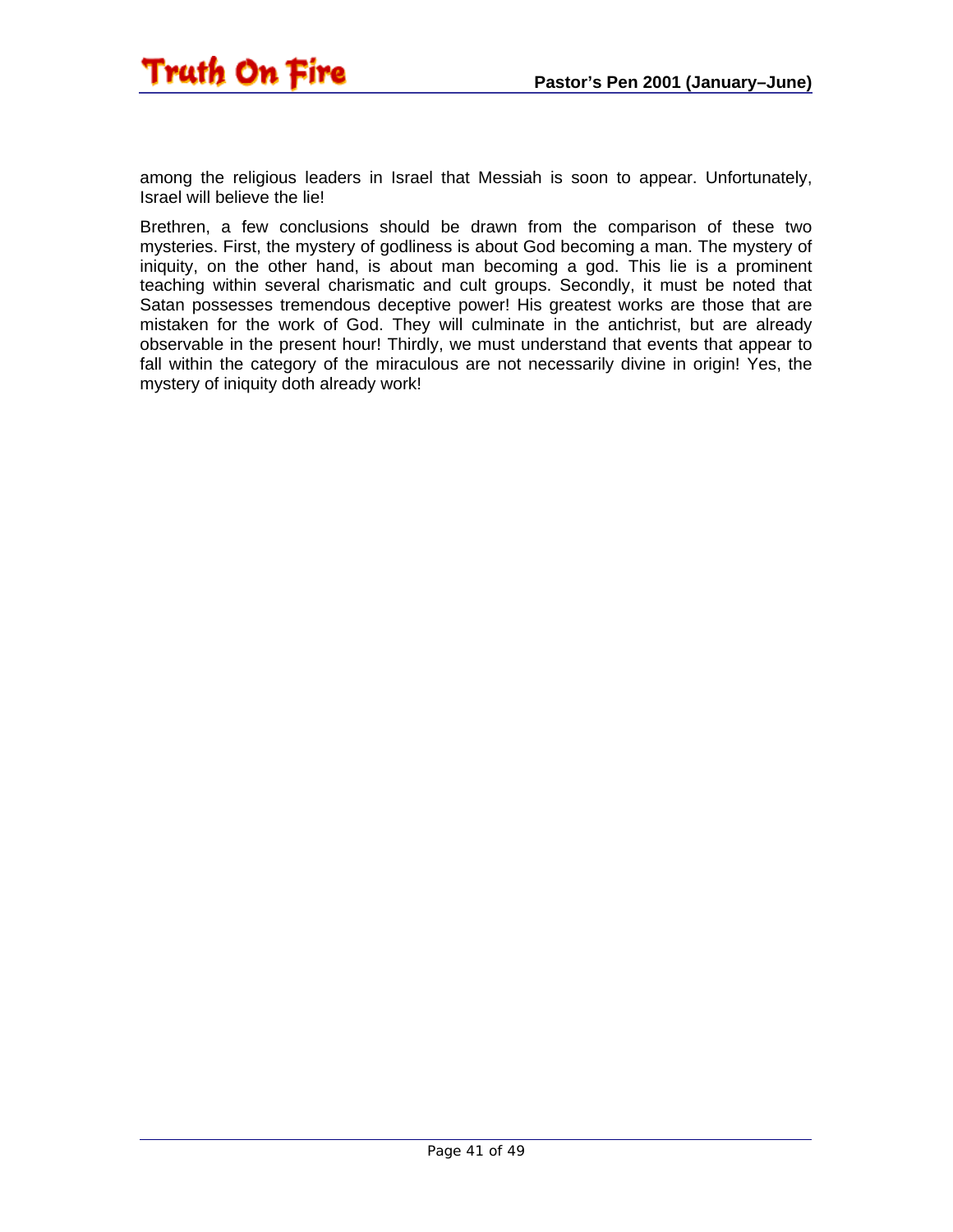among the religious leaders in Israel that Messiah is soon to appear. Unfortunately, Israel will believe the lie!

Brethren, a few conclusions should be drawn from the comparison of these two mysteries. First, the mystery of godliness is about God becoming a man. The mystery of iniquity, on the other hand, is about man becoming a god. This lie is a prominent teaching within several charismatic and cult groups. Secondly, it must be noted that Satan possesses tremendous deceptive power! His greatest works are those that are mistaken for the work of God. They will culminate in the antichrist, but are already observable in the present hour! Thirdly, we must understand that events that appear to fall within the category of the miraculous are not necessarily divine in origin! Yes, the mystery of iniquity doth already work!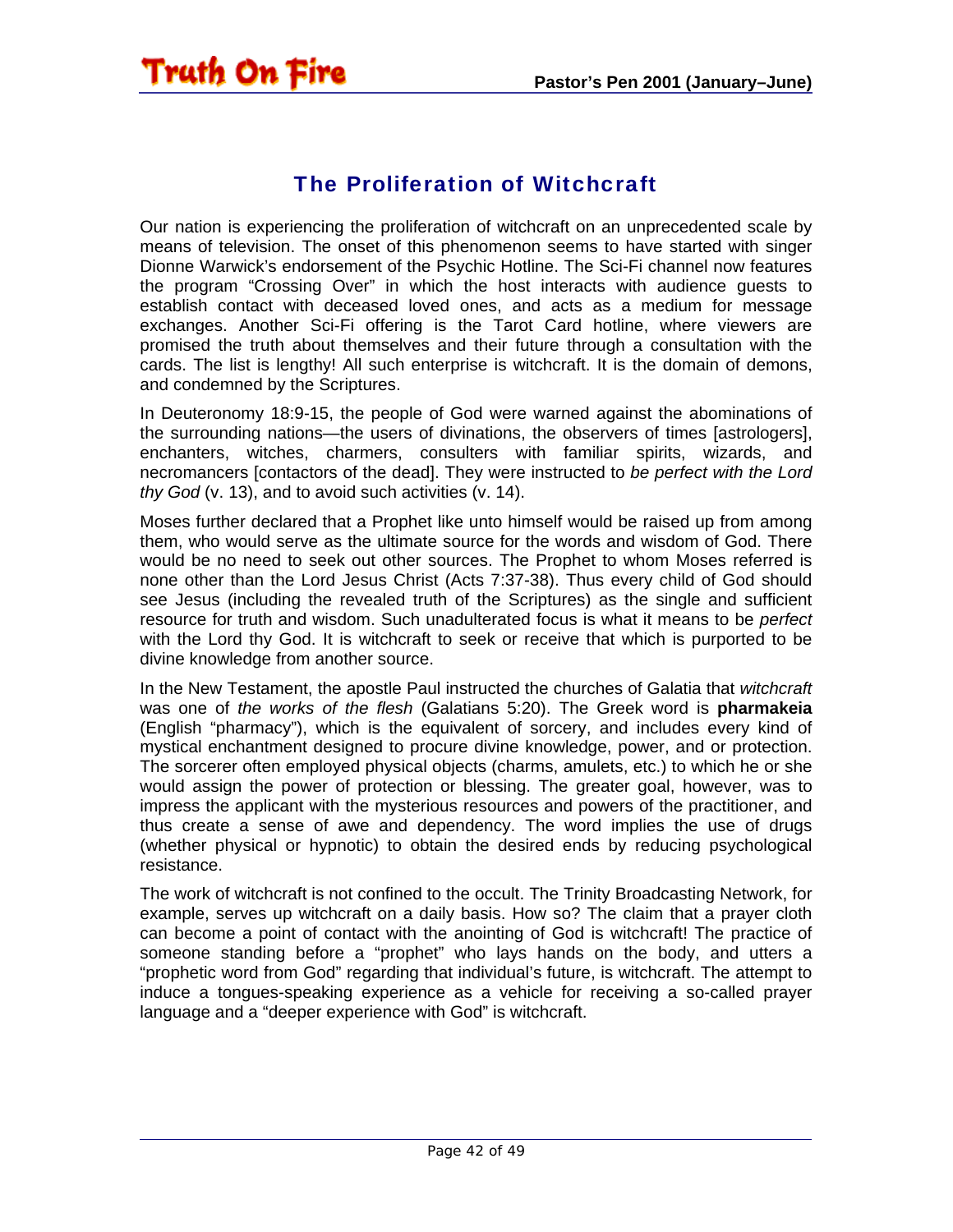## The Proliferation of Witchcraft

Our nation is experiencing the proliferation of witchcraft on an unprecedented scale by means of television. The onset of this phenomenon seems to have started with singer Dionne Warwick's endorsement of the Psychic Hotline. The Sci-Fi channel now features the program "Crossing Over" in which the host interacts with audience guests to establish contact with deceased loved ones, and acts as a medium for message exchanges. Another Sci-Fi offering is the Tarot Card hotline, where viewers are promised the truth about themselves and their future through a consultation with the cards. The list is lengthy! All such enterprise is witchcraft. It is the domain of demons, and condemned by the Scriptures.

In Deuteronomy 18:9-15, the people of God were warned against the abominations of the surrounding nations—the users of divinations, the observers of times [astrologers], enchanters, witches, charmers, consulters with familiar spirits, wizards, and necromancers [contactors of the dead]. They were instructed to *be perfect with the Lord thy God* (v. 13), and to avoid such activities (v. 14).

Moses further declared that a Prophet like unto himself would be raised up from among them, who would serve as the ultimate source for the words and wisdom of God. There would be no need to seek out other sources. The Prophet to whom Moses referred is none other than the Lord Jesus Christ (Acts 7:37-38). Thus every child of God should see Jesus (including the revealed truth of the Scriptures) as the single and sufficient resource for truth and wisdom. Such unadulterated focus is what it means to be *perfect* with the Lord thy God. It is witchcraft to seek or receive that which is purported to be divine knowledge from another source.

In the New Testament, the apostle Paul instructed the churches of Galatia that *witchcraft* was one of *the works of the flesh* (Galatians 5:20). The Greek word is **pharmakeia** (English "pharmacy"), which is the equivalent of sorcery, and includes every kind of mystical enchantment designed to procure divine knowledge, power, and or protection. The sorcerer often employed physical objects (charms, amulets, etc.) to which he or she would assign the power of protection or blessing. The greater goal, however, was to impress the applicant with the mysterious resources and powers of the practitioner, and thus create a sense of awe and dependency. The word implies the use of drugs (whether physical or hypnotic) to obtain the desired ends by reducing psychological resistance.

The work of witchcraft is not confined to the occult. The Trinity Broadcasting Network, for example, serves up witchcraft on a daily basis. How so? The claim that a prayer cloth can become a point of contact with the anointing of God is witchcraft! The practice of someone standing before a "prophet" who lays hands on the body, and utters a "prophetic word from God" regarding that individual's future, is witchcraft. The attempt to induce a tongues-speaking experience as a vehicle for receiving a so-called prayer language and a "deeper experience with God" is witchcraft.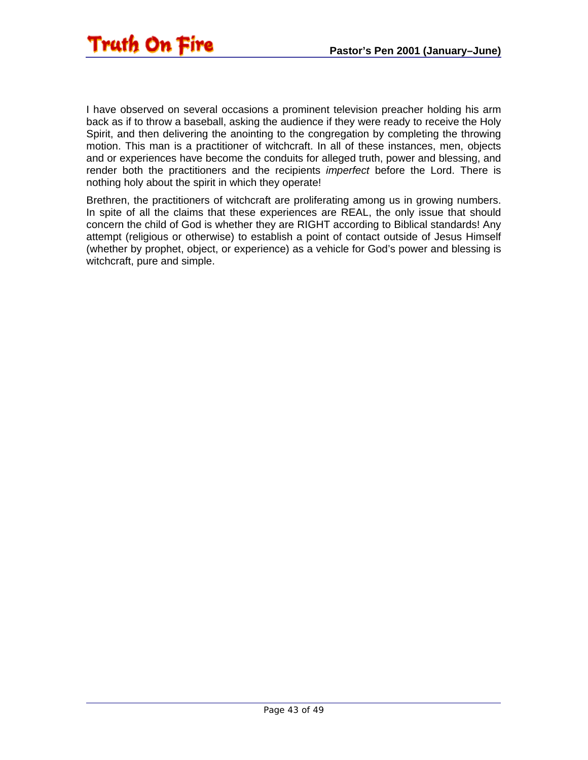I have observed on several occasions a prominent television preacher holding his arm back as if to throw a baseball, asking the audience if they were ready to receive the Holy Spirit, and then delivering the anointing to the congregation by completing the throwing motion. This man is a practitioner of witchcraft. In all of these instances, men, objects and or experiences have become the conduits for alleged truth, power and blessing, and render both the practitioners and the recipients *imperfect* before the Lord. There is nothing holy about the spirit in which they operate!

Brethren, the practitioners of witchcraft are proliferating among us in growing numbers. In spite of all the claims that these experiences are REAL, the only issue that should concern the child of God is whether they are RIGHT according to Biblical standards! Any attempt (religious or otherwise) to establish a point of contact outside of Jesus Himself (whether by prophet, object, or experience) as a vehicle for God's power and blessing is witchcraft, pure and simple.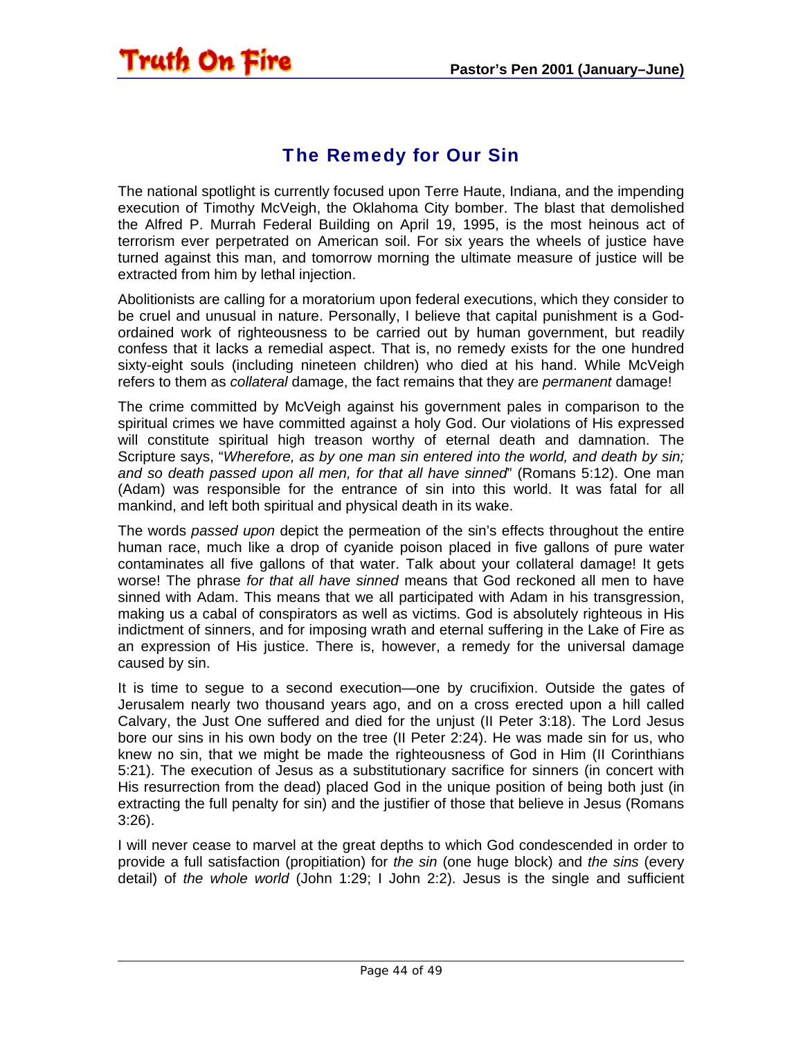## The Remedy for Our Sin

The national spotlight is currently focused upon Terre Haute, Indiana, and the impending execution of Timothy McVeigh, the Oklahoma City bomber. The blast that demolished the Alfred P. Murrah Federal Building on April 19, 1995, is the most heinous act of terrorism ever perpetrated on American soil. For six years the wheels of justice have turned against this man, and tomorrow morning the ultimate measure of justice will be extracted from him by lethal injection.

Abolitionists are calling for a moratorium upon federal executions, which they consider to be cruel and unusual in nature. Personally, I believe that capital punishment is a God-ordained work of righteousness to be carried out by human government, but readily confess that it lacks a remedial aspect. That is, no remedy exists for the one hundred sixty-eight souls (including nineteen children) who died at his hand. While McVeigh refers to them as *collateral* damage, the fact remains that they are *permanent* damage!

The crime committed by McVeigh against his government pales in comparison to the spiritual crimes we have committed against a holy God. Our violations of His expressed will constitute spiritual high treason worthy of eternal death and damnation. The Scripture says, "*Wherefore, as by one man sin entered into the world, and death by sin; and so death passed upon all men, for that all have sinned*" (Romans 5:12). One man (Adam) was responsible for the entrance of sin into this world. It was fatal for all mankind, and left both spiritual and physical death in its wake.

The words *passed upon* depict the permeation of the sin's effects throughout the entire human race, much like a drop of cyanide poison placed in five gallons of pure water contaminates all five gallons of that water. Talk about your collateral damage! It gets worse! The phrase *for that all have sinned* means that God reckoned all men to have sinned with Adam. This means that we all participated with Adam in his transgression, making us a cabal of conspirators as well as victims. God is absolutely righteous in His indictment of sinners, and for imposing wrath and eternal suffering in the Lake of Fire as an expression of His justice. There is, however, a remedy for the universal damage caused by sin.

It is time to segue to a second execution—one by crucifixion. Outside the gates of Jerusalem nearly two thousand years ago, and on a cross erected upon a hill called Calvary, the Just One suffered and died for the unjust (II Peter 3:18). The Lord Jesus bore our sins in his own body on the tree (II Peter 2:24). He was made sin for us, who knew no sin, that we might be made the righteousness of God in Him (II Corinthians 5:21). The execution of Jesus as a substitutionary sacrifice for sinners (in concert with His resurrection from the dead) placed God in the unique position of being both just (in extracting the full penalty for sin) and the justifier of those that believe in Jesus (Romans 3:26).

I will never cease to marvel at the great depths to which God condescended in order to provide a full satisfaction (propitiation) for *the sin* (one huge block) and *the sins* (every detail) of *the whole world* (John 1:29; I John 2:2). Jesus is the single and sufficient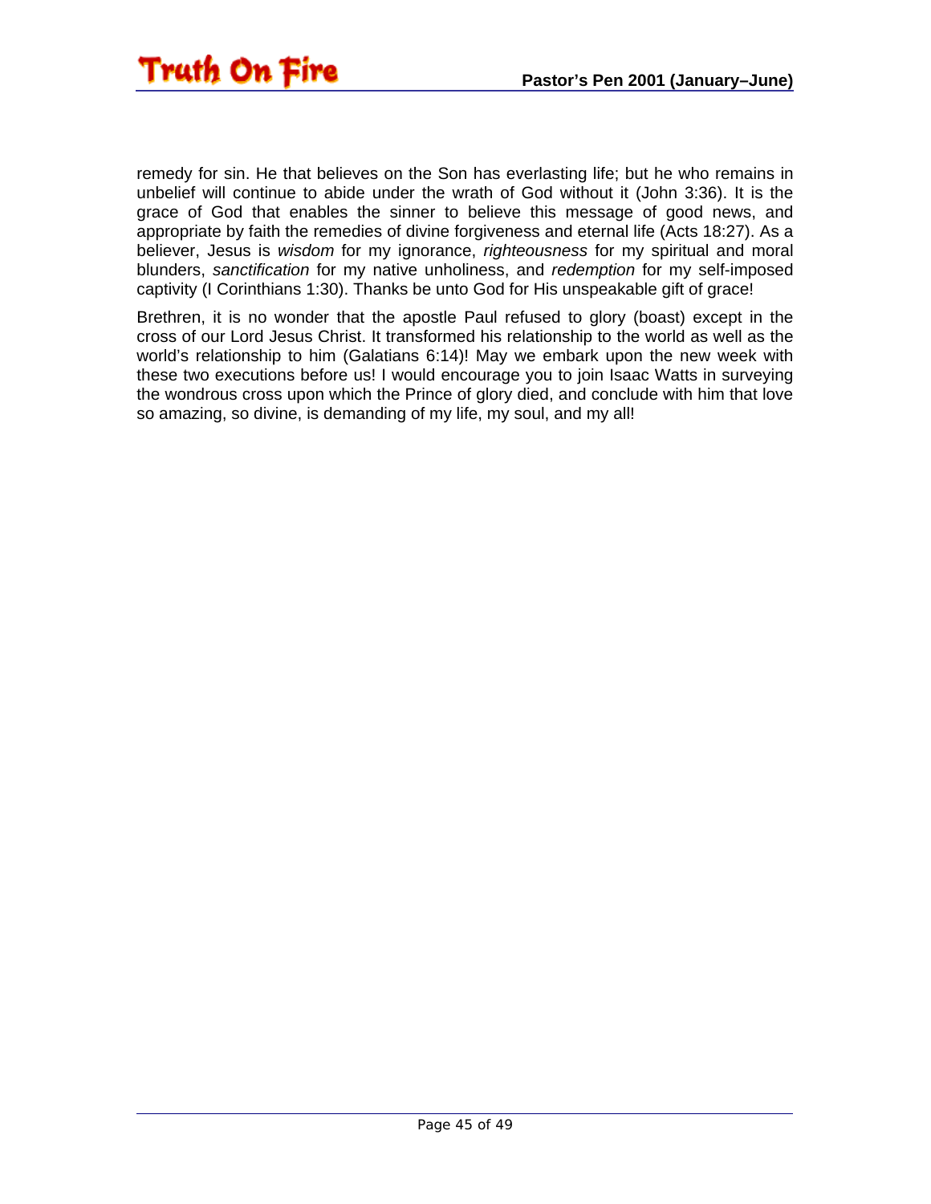remedy for sin. He that believes on the Son has everlasting life; but he who remains in unbelief will continue to abide under the wrath of God without it (John 3:36). It is the grace of God that enables the sinner to believe this message of good news, and appropriate by faith the remedies of divine forgiveness and eternal life (Acts 18:27). As a believer, Jesus is *wisdom* for my ignorance, *righteousness* for my spiritual and moral blunders, *sanctification* for my native unholiness, and *redemption* for my self-imposed captivity (I Corinthians 1:30). Thanks be unto God for His unspeakable gift of grace!

Brethren, it is no wonder that the apostle Paul refused to glory (boast) except in the cross of our Lord Jesus Christ. It transformed his relationship to the world as well as the world's relationship to him (Galatians 6:14)! May we embark upon the new week with these two executions before us! I would encourage you to join Isaac Watts in surveying the wondrous cross upon which the Prince of glory died, and conclude with him that love so amazing, so divine, is demanding of my life, my soul, and my all!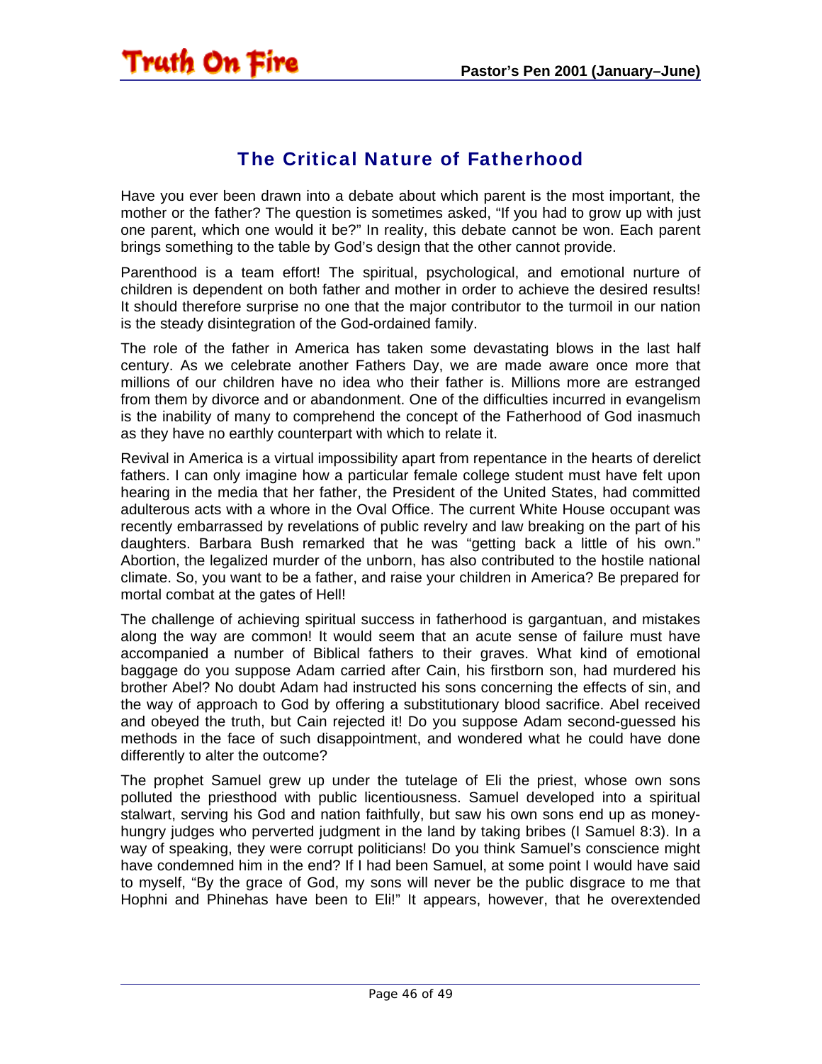## The Critical Nature of Fatherhood

Have you ever been drawn into a debate about which parent is the most important, the mother or the father? The question is sometimes asked, "If you had to grow up with just one parent, which one would it be?" In reality, this debate cannot be won. Each parent brings something to the table by God's design that the other cannot provide.

Parenthood is a team effort! The spiritual, psychological, and emotional nurture of children is dependent on both father and mother in order to achieve the desired results! It should therefore surprise no one that the major contributor to the turmoil in our nation is the steady disintegration of the God-ordained family.

The role of the father in America has taken some devastating blows in the last half century. As we celebrate another Fathers Day, we are made aware once more that millions of our children have no idea who their father is. Millions more are estranged from them by divorce and or abandonment. One of the difficulties incurred in evangelism is the inability of many to comprehend the concept of the Fatherhood of God inasmuch as they have no earthly counterpart with which to relate it.

Revival in America is a virtual impossibility apart from repentance in the hearts of derelict fathers. I can only imagine how a particular female college student must have felt upon hearing in the media that her father, the President of the United States, had committed adulterous acts with a whore in the Oval Office. The current White House occupant was recently embarrassed by revelations of public revelry and law breaking on the part of his daughters. Barbara Bush remarked that he was "getting back a little of his own." Abortion, the legalized murder of the unborn, has also contributed to the hostile national climate. So, you want to be a father, and raise your children in America? Be prepared for mortal combat at the gates of Hell!

The challenge of achieving spiritual success in fatherhood is gargantuan, and mistakes along the way are common! It would seem that an acute sense of failure must have accompanied a number of Biblical fathers to their graves. What kind of emotional baggage do you suppose Adam carried after Cain, his firstborn son, had murdered his brother Abel? No doubt Adam had instructed his sons concerning the effects of sin, and the way of approach to God by offering a substitutionary blood sacrifice. Abel received and obeyed the truth, but Cain rejected it! Do you suppose Adam second-guessed his methods in the face of such disappointment, and wondered what he could have done differently to alter the outcome?

The prophet Samuel grew up under the tutelage of Eli the priest, whose own sons polluted the priesthood with public licentiousness. Samuel developed into a spiritual stalwart, serving his God and nation faithfully, but saw his own sons end up as money-hungry judges who perverted judgment in the land by taking bribes (I Samuel 8:3). In a way of speaking, they were corrupt politicians! Do you think Samuel's conscience might have condemned him in the end? If I had been Samuel, at some point I would have said to myself, "By the grace of God, my sons will never be the public disgrace to me that Hophni and Phinehas have been to Eli!" It appears, however, that he overextended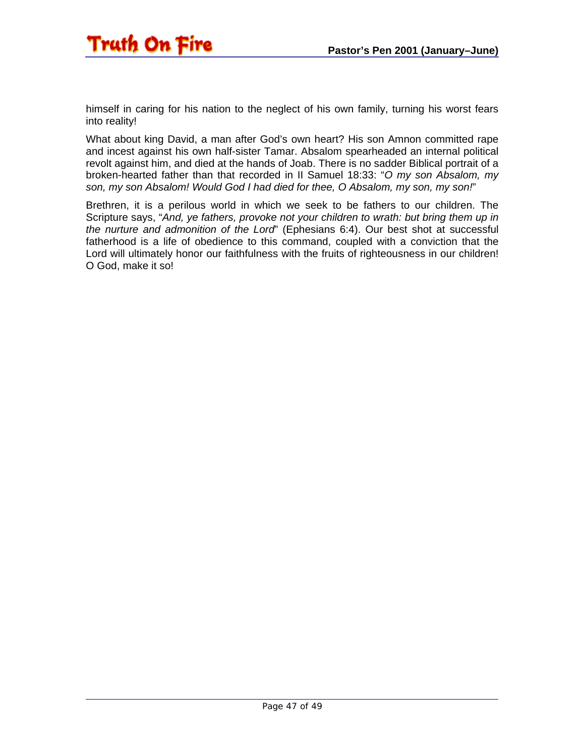himself in caring for his nation to the neglect of his own family, turning his worst fears into reality!

What about king David, a man after God's own heart? His son Amnon committed rape and incest against his own half-sister Tamar. Absalom spearheaded an internal political revolt against him, and died at the hands of Joab. There is no sadder Biblical portrait of a broken-hearted father than that recorded in II Samuel 18:33: "*O my son Absalom, my son, my son Absalom! Would God I had died for thee, O Absalom, my son, my son!*"

Brethren, it is a perilous world in which we seek to be fathers to our children. The Scripture says, "*And, ye fathers, provoke not your children to wrath: but bring them up in the nurture and admonition of the Lord*" (Ephesians 6:4). Our best shot at successful fatherhood is a life of obedience to this command, coupled with a conviction that the Lord will ultimately honor our faithfulness with the fruits of righteousness in our children! O God, make it so!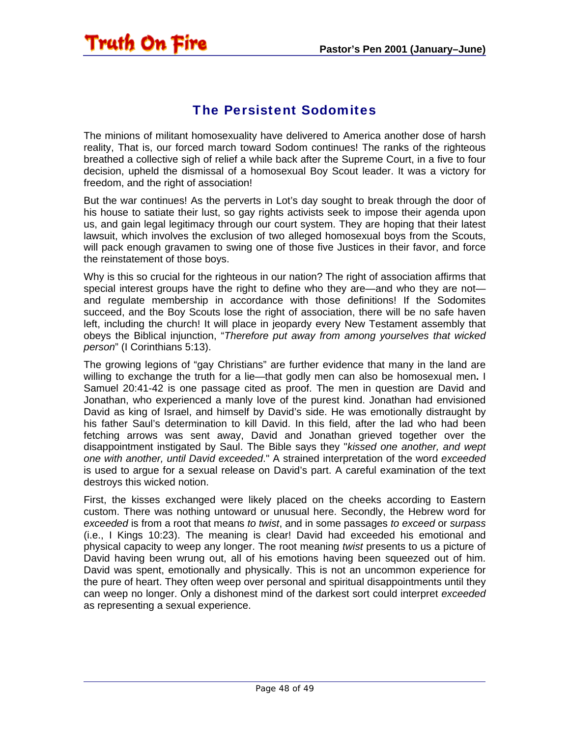## The Persistent Sodomites

The minions of militant homosexuality have delivered to America another dose of harsh reality, That is, our forced march toward Sodom continues! The ranks of the righteous breathed a collective sigh of relief a while back after the Supreme Court, in a five to four decision, upheld the dismissal of a homosexual Boy Scout leader. It was a victory for freedom, and the right of association!

But the war continues! As the perverts in Lot's day sought to break through the door of his house to satiate their lust, so gay rights activists seek to impose their agenda upon us, and gain legal legitimacy through our court system. They are hoping that their latest lawsuit, which involves the exclusion of two alleged homosexual boys from the Scouts, will pack enough gravamen to swing one of those five Justices in their favor, and force the reinstatement of those boys.

Why is this so crucial for the righteous in our nation? The right of association affirms that special interest groups have the right to define who they are—and who they are not—and regulate membership in accordance with those definitions! If the Sodomites succeed, and the Boy Scouts lose the right of association, there will be no safe haven left, including the church! It will place in jeopardy every New Testament assembly that obeys the Biblical injunction, "*Therefore put away from among yourselves that wicked person*" (I Corinthians 5:13).

The growing legions of "gay Christians" are further evidence that many in the land are willing to exchange the truth for a lie—that godly men can also be homosexual men**.** I Samuel 20:41-42 is one passage cited as proof. The men in question are David and Jonathan, who experienced a manly love of the purest kind. Jonathan had envisioned David as king of Israel, and himself by David's side. He was emotionally distraught by his father Saul's determination to kill David. In this field, after the lad who had been fetching arrows was sent away, David and Jonathan grieved together over the disappointment instigated by Saul. The Bible says they "*kissed one another, and wept one with another, until David exceeded*." A strained interpretation of the word *exceeded* is used to argue for a sexual release on David's part. A careful examination of the text destroys this wicked notion.

First, the kisses exchanged were likely placed on the cheeks according to Eastern custom. There was nothing untoward or unusual here. Secondly, the Hebrew word for *exceeded* is from a root that means *to twist*, and in some passages *to exceed* or *surpass* (i.e., I Kings 10:23). The meaning is clear! David had exceeded his emotional and physical capacity to weep any longer. The root meaning *twist* presents to us a picture of David having been wrung out, all of his emotions having been squeezed out of him. David was spent, emotionally and physically. This is not an uncommon experience for the pure of heart. They often weep over personal and spiritual disappointments until they can weep no longer. Only a dishonest mind of the darkest sort could interpret *exceeded* as representing a sexual experience.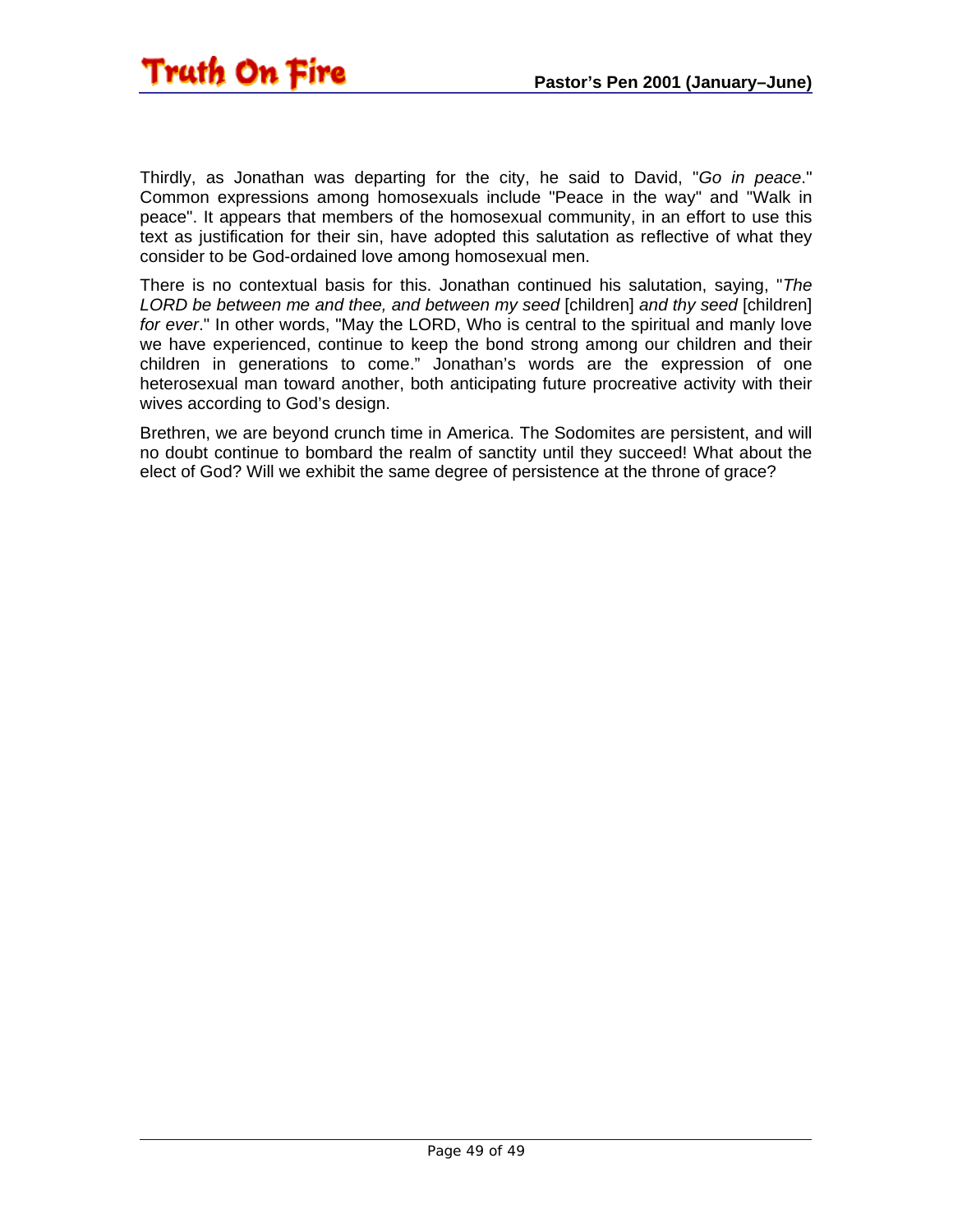Thirdly, as Jonathan was departing for the city, he said to David, "*Go in peace*." Common expressions among homosexuals include "Peace in the way" and "Walk in peace". It appears that members of the homosexual community, in an effort to use this text as justification for their sin, have adopted this salutation as reflective of what they consider to be God-ordained love among homosexual men.

There is no contextual basis for this. Jonathan continued his salutation, saying, "*The LORD be between me and thee, and between my seed* [children] *and thy seed* [children] *for ever*." In other words, "May the LORD, Who is central to the spiritual and manly love we have experienced, continue to keep the bond strong among our children and their children in generations to come." Jonathan's words are the expression of one heterosexual man toward another, both anticipating future procreative activity with their wives according to God's design.

Brethren, we are beyond crunch time in America. The Sodomites are persistent, and will no doubt continue to bombard the realm of sanctity until they succeed! What about the elect of God? Will we exhibit the same degree of persistence at the throne of grace?